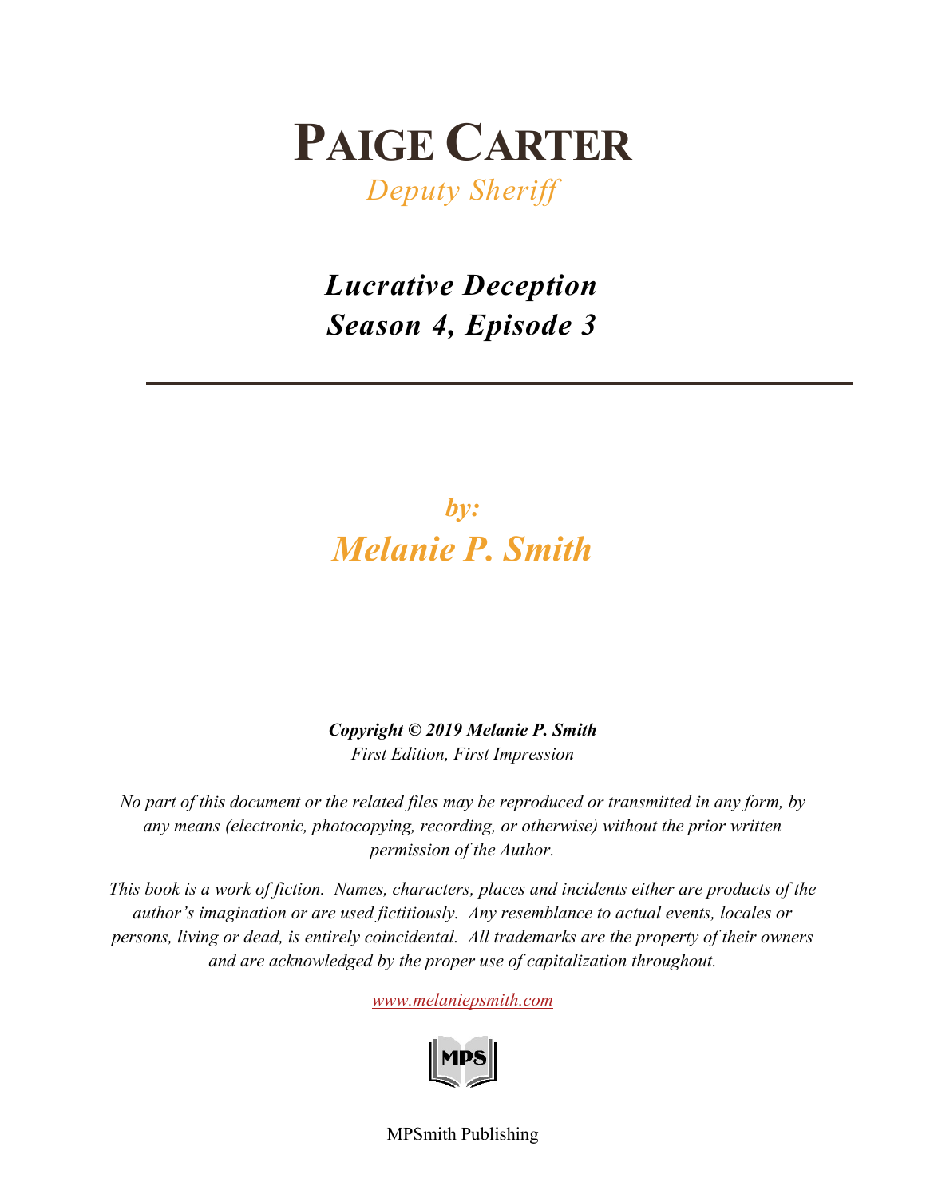# Paige Carter

*Deputy Sheriff*

## *Lucrative Deception*
## *Season 4, Episode 3*

---

***by:***

***Melanie P. Smith***

***Copyright © 2019 Melanie P. Smith***

*First Edition, First Impression*

*No part of this document or the related files may be reproduced or transmitted in any form, by any means (electronic, photocopying, recording, or otherwise) without the prior written permission of the Author.*

*This book is a work of fiction. Names, characters, places and incidents either are products of the author's imagination or are used fictitiously. Any resemblance to actual events, locales or persons, living or dead, is entirely coincidental. All trademarks are the property of their owners and are acknowledged by the proper use of capitalization throughout.*

*www.melaniepsmith.com*

MPS

MPSmith Publishing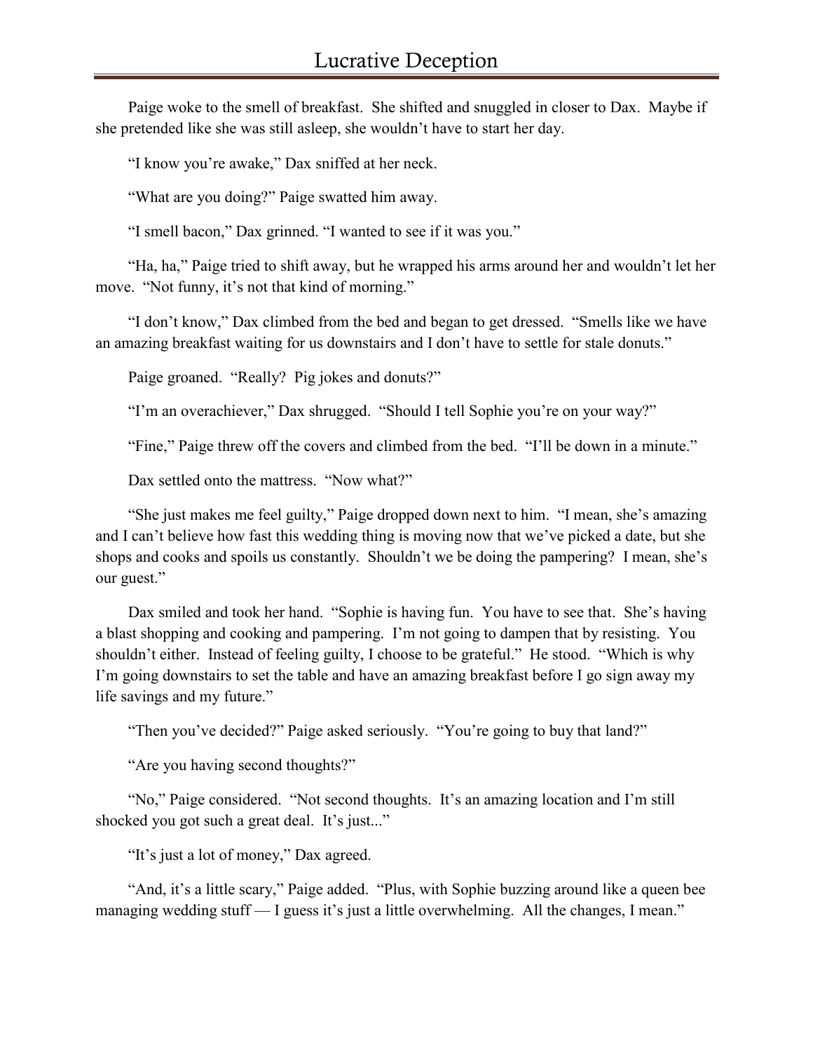Paige woke to the smell of breakfast. She shifted and snuggled in closer to Dax. Maybe if she pretended like she was still asleep, she wouldn't have to start her day.

"I know you're awake," Dax sniffed at her neck.

"What are you doing?" Paige swatted him away.

"I smell bacon," Dax grinned. "I wanted to see if it was you."

"Ha, ha," Paige tried to shift away, but he wrapped his arms around her and wouldn't let her move. "Not funny, it's not that kind of morning."

"I don't know," Dax climbed from the bed and began to get dressed. "Smells like we have an amazing breakfast waiting for us downstairs and I don't have to settle for stale donuts."

Paige groaned. "Really? Pig jokes and donuts?"

"I'm an overachiever," Dax shrugged. "Should I tell Sophie you're on your way?"

"Fine," Paige threw off the covers and climbed from the bed. "I'll be down in a minute."

Dax settled onto the mattress. "Now what?"

"She just makes me feel guilty," Paige dropped down next to him. "I mean, she's amazing and I can't believe how fast this wedding thing is moving now that we've picked a date, but she shops and cooks and spoils us constantly. Shouldn't we be doing the pampering? I mean, she's our guest."

Dax smiled and took her hand. "Sophie is having fun. You have to see that. She's having a blast shopping and cooking and pampering. I'm not going to dampen that by resisting. You shouldn't either. Instead of feeling guilty, I choose to be grateful." He stood. "Which is why I'm going downstairs to set the table and have an amazing breakfast before I go sign away my life savings and my future."

"Then you've decided?" Paige asked seriously. "You're going to buy that land?"

"Are you having second thoughts?"

"No," Paige considered. "Not second thoughts. It's an amazing location and I'm still shocked you got such a great deal. It's just..."

"It's just a lot of money," Dax agreed.

"And, it's a little scary," Paige added. "Plus, with Sophie buzzing around like a queen bee managing wedding stuff — I guess it's just a little overwhelming. All the changes, I mean."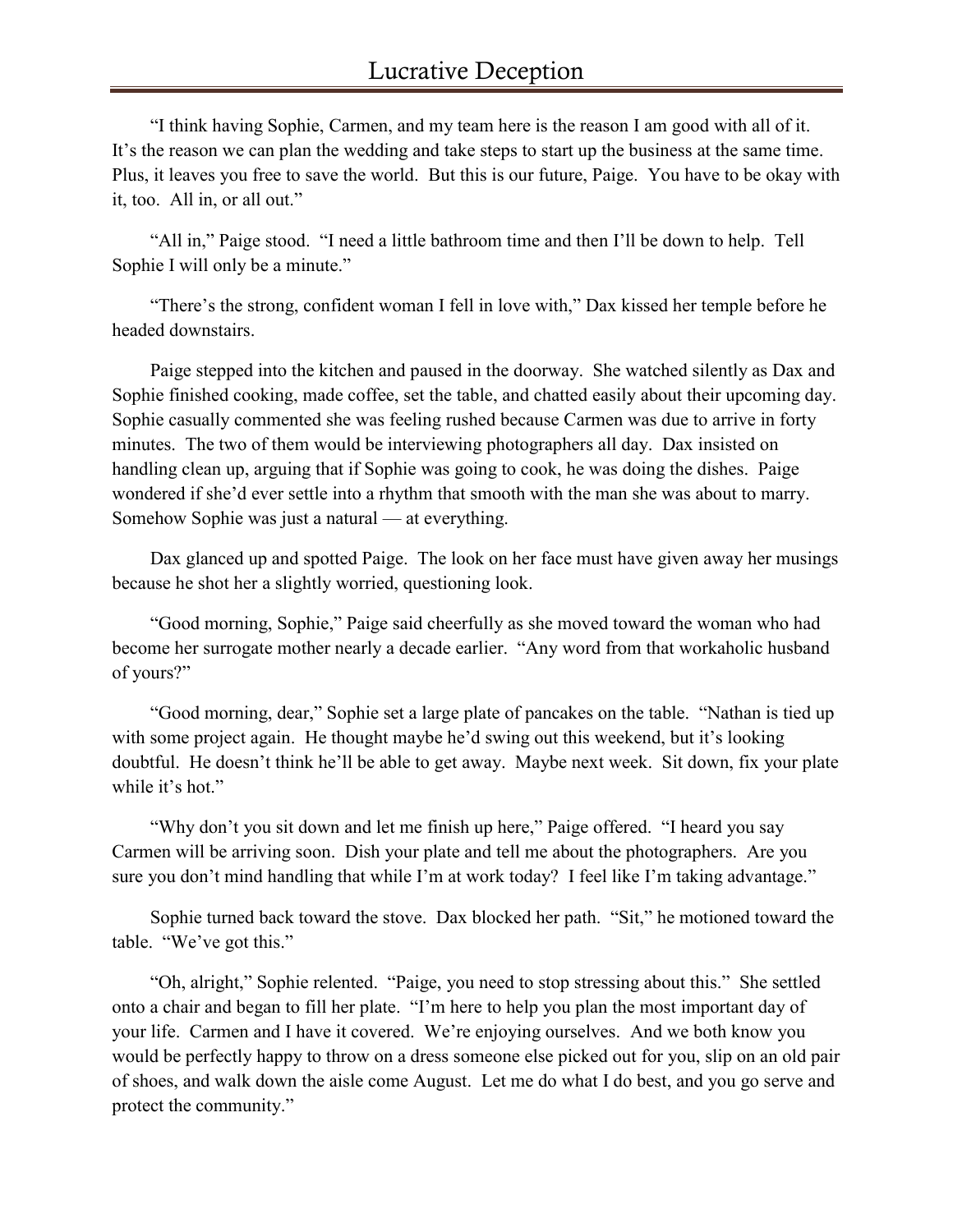"I think having Sophie, Carmen, and my team here is the reason I am good with all of it. It's the reason we can plan the wedding and take steps to start up the business at the same time. Plus, it leaves you free to save the world. But this is our future, Paige. You have to be okay with it, too. All in, or all out."

"All in," Paige stood. "I need a little bathroom time and then I'll be down to help. Tell Sophie I will only be a minute."

"There's the strong, confident woman I fell in love with," Dax kissed her temple before he headed downstairs.

Paige stepped into the kitchen and paused in the doorway. She watched silently as Dax and Sophie finished cooking, made coffee, set the table, and chatted easily about their upcoming day. Sophie casually commented she was feeling rushed because Carmen was due to arrive in forty minutes. The two of them would be interviewing photographers all day. Dax insisted on handling clean up, arguing that if Sophie was going to cook, he was doing the dishes. Paige wondered if she'd ever settle into a rhythm that smooth with the man she was about to marry. Somehow Sophie was just a natural — at everything.

Dax glanced up and spotted Paige. The look on her face must have given away her musings because he shot her a slightly worried, questioning look.

"Good morning, Sophie," Paige said cheerfully as she moved toward the woman who had become her surrogate mother nearly a decade earlier. "Any word from that workaholic husband of yours?"

"Good morning, dear," Sophie set a large plate of pancakes on the table. "Nathan is tied up with some project again. He thought maybe he'd swing out this weekend, but it's looking doubtful. He doesn't think he'll be able to get away. Maybe next week. Sit down, fix your plate while it's hot."

"Why don't you sit down and let me finish up here," Paige offered. "I heard you say Carmen will be arriving soon. Dish your plate and tell me about the photographers. Are you sure you don't mind handling that while I'm at work today? I feel like I'm taking advantage."

Sophie turned back toward the stove. Dax blocked her path. "Sit," he motioned toward the table. "We've got this."

"Oh, alright," Sophie relented. "Paige, you need to stop stressing about this." She settled onto a chair and began to fill her plate. "I'm here to help you plan the most important day of your life. Carmen and I have it covered. We're enjoying ourselves. And we both know you would be perfectly happy to throw on a dress someone else picked out for you, slip on an old pair of shoes, and walk down the aisle come August. Let me do what I do best, and you go serve and protect the community."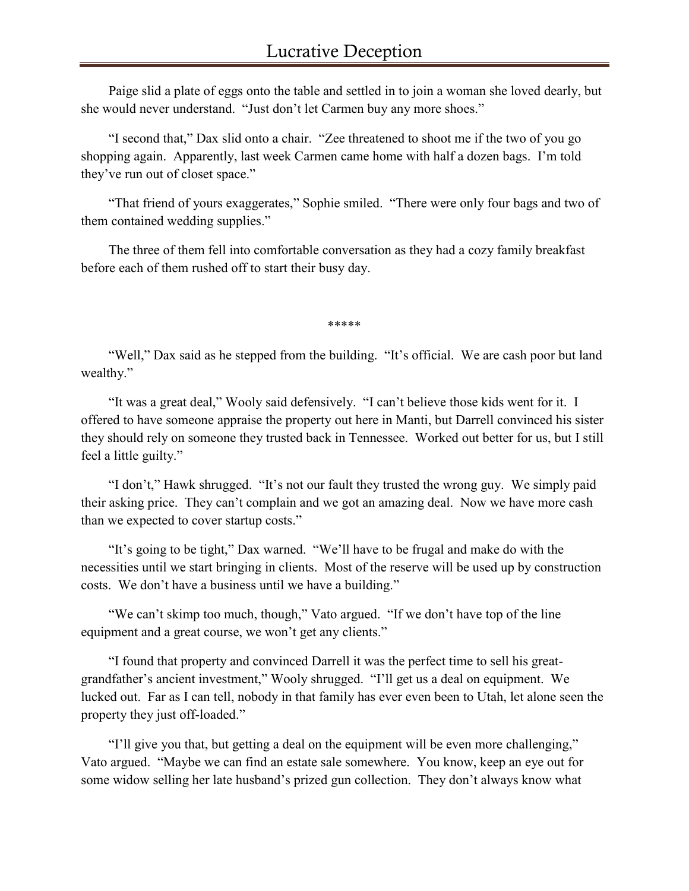Paige slid a plate of eggs onto the table and settled in to join a woman she loved dearly, but she would never understand. "Just don't let Carmen buy any more shoes."

"I second that," Dax slid onto a chair. "Zee threatened to shoot me if the two of you go shopping again. Apparently, last week Carmen came home with half a dozen bags. I'm told they've run out of closet space."

"That friend of yours exaggerates," Sophie smiled. "There were only four bags and two of them contained wedding supplies."

The three of them fell into comfortable conversation as they had a cozy family breakfast before each of them rushed off to start their busy day.

*****

"Well," Dax said as he stepped from the building. "It's official. We are cash poor but land wealthy."

"It was a great deal," Wooly said defensively. "I can't believe those kids went for it. I offered to have someone appraise the property out here in Manti, but Darrell convinced his sister they should rely on someone they trusted back in Tennessee. Worked out better for us, but I still feel a little guilty."

"I don't," Hawk shrugged. "It's not our fault they trusted the wrong guy. We simply paid their asking price. They can't complain and we got an amazing deal. Now we have more cash than we expected to cover startup costs."

"It's going to be tight," Dax warned. "We'll have to be frugal and make do with the necessities until we start bringing in clients. Most of the reserve will be used up by construction costs. We don't have a business until we have a building."

"We can't skimp too much, though," Vato argued. "If we don't have top of the line equipment and a great course, we won't get any clients."

"I found that property and convinced Darrell it was the perfect time to sell his great-grandfather's ancient investment," Wooly shrugged. "I'll get us a deal on equipment. We lucked out. Far as I can tell, nobody in that family has ever even been to Utah, let alone seen the property they just off-loaded."

"I'll give you that, but getting a deal on the equipment will be even more challenging," Vato argued. "Maybe we can find an estate sale somewhere. You know, keep an eye out for some widow selling her late husband's prized gun collection. They don't always know what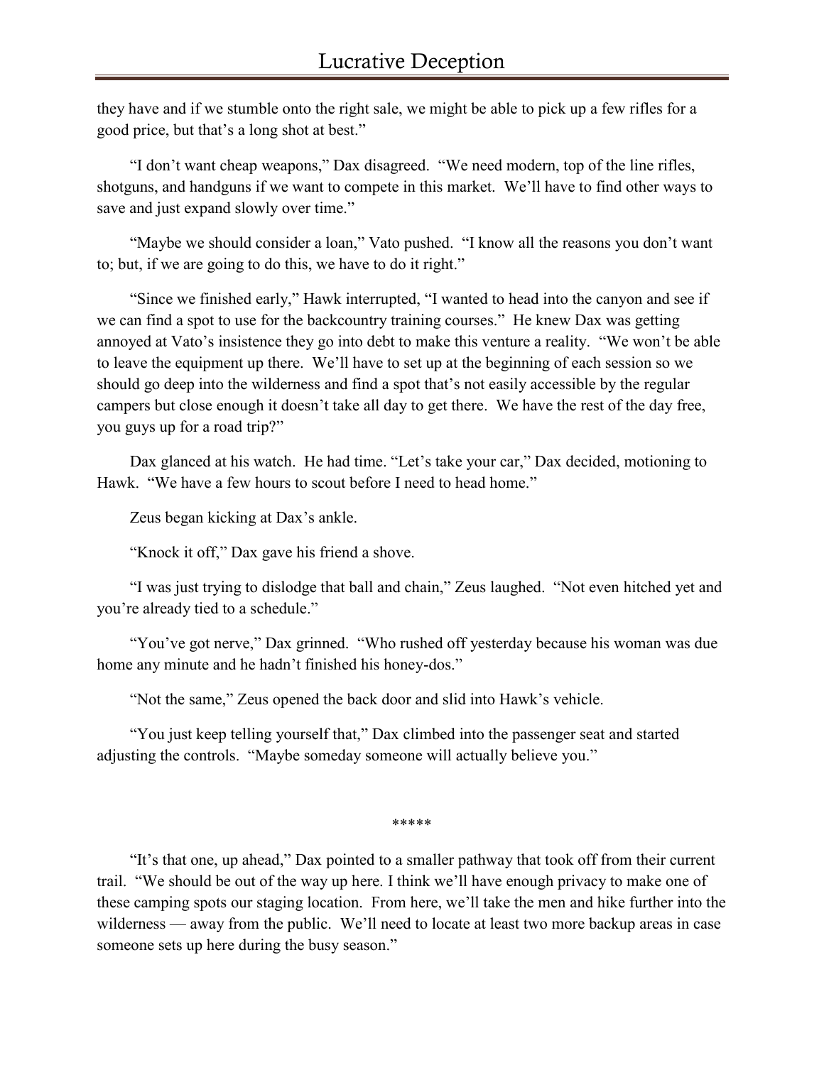they have and if we stumble onto the right sale, we might be able to pick up a few rifles for a good price, but that's a long shot at best."

"I don't want cheap weapons," Dax disagreed. "We need modern, top of the line rifles, shotguns, and handguns if we want to compete in this market. We'll have to find other ways to save and just expand slowly over time."

"Maybe we should consider a loan," Vato pushed. "I know all the reasons you don't want to; but, if we are going to do this, we have to do it right."

"Since we finished early," Hawk interrupted, "I wanted to head into the canyon and see if we can find a spot to use for the backcountry training courses." He knew Dax was getting annoyed at Vato's insistence they go into debt to make this venture a reality. "We won't be able to leave the equipment up there. We'll have to set up at the beginning of each session so we should go deep into the wilderness and find a spot that's not easily accessible by the regular campers but close enough it doesn't take all day to get there. We have the rest of the day free, you guys up for a road trip?"

Dax glanced at his watch. He had time. "Let's take your car," Dax decided, motioning to Hawk. "We have a few hours to scout before I need to head home."

Zeus began kicking at Dax's ankle.

"Knock it off," Dax gave his friend a shove.

"I was just trying to dislodge that ball and chain," Zeus laughed. "Not even hitched yet and you're already tied to a schedule."

"You've got nerve," Dax grinned. "Who rushed off yesterday because his woman was due home any minute and he hadn't finished his honey-dos."

"Not the same," Zeus opened the back door and slid into Hawk's vehicle.

"You just keep telling yourself that," Dax climbed into the passenger seat and started adjusting the controls. "Maybe someday someone will actually believe you."

*****

"It's that one, up ahead," Dax pointed to a smaller pathway that took off from their current trail. "We should be out of the way up here. I think we'll have enough privacy to make one of these camping spots our staging location. From here, we'll take the men and hike further into the wilderness — away from the public. We'll need to locate at least two more backup areas in case someone sets up here during the busy season."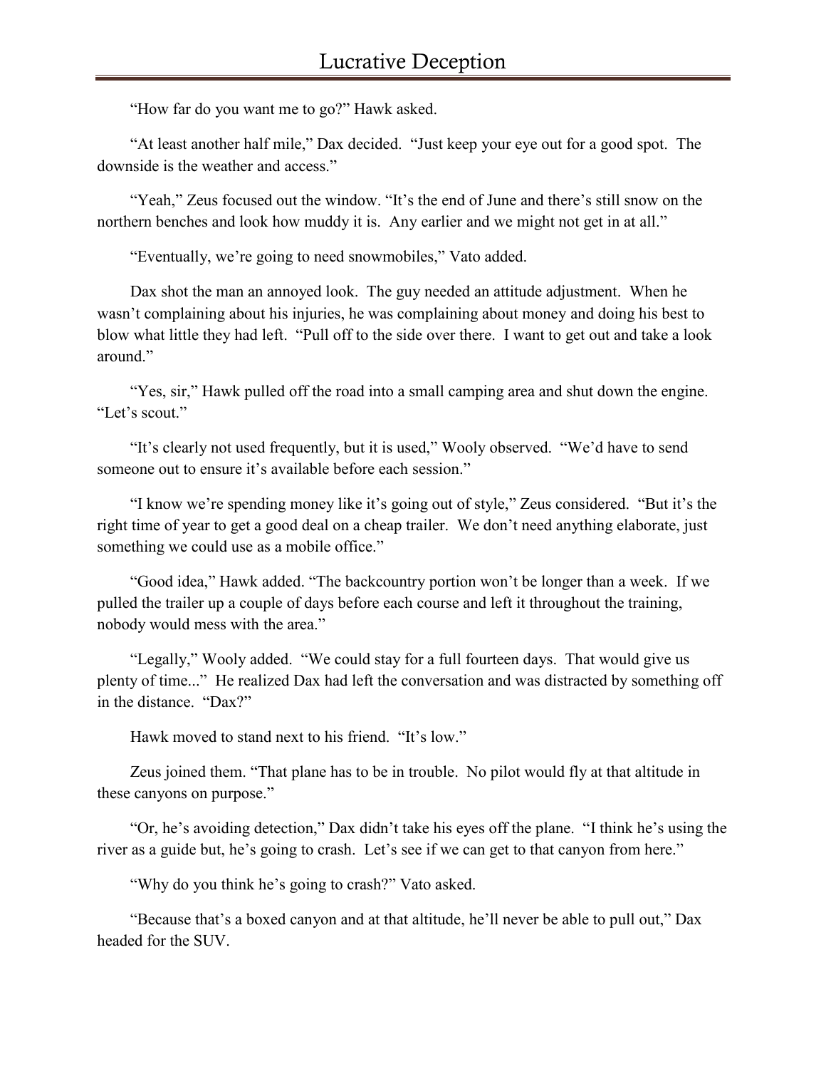"How far do you want me to go?" Hawk asked.

"At least another half mile," Dax decided. "Just keep your eye out for a good spot. The downside is the weather and access."

"Yeah," Zeus focused out the window. "It's the end of June and there's still snow on the northern benches and look how muddy it is. Any earlier and we might not get in at all."

"Eventually, we're going to need snowmobiles," Vato added.

Dax shot the man an annoyed look. The guy needed an attitude adjustment. When he wasn't complaining about his injuries, he was complaining about money and doing his best to blow what little they had left. "Pull off to the side over there. I want to get out and take a look around."

"Yes, sir," Hawk pulled off the road into a small camping area and shut down the engine. "Let's scout."

"It's clearly not used frequently, but it is used," Wooly observed. "We'd have to send someone out to ensure it's available before each session."

"I know we're spending money like it's going out of style," Zeus considered. "But it's the right time of year to get a good deal on a cheap trailer. We don't need anything elaborate, just something we could use as a mobile office."

"Good idea," Hawk added. "The backcountry portion won't be longer than a week. If we pulled the trailer up a couple of days before each course and left it throughout the training, nobody would mess with the area."

"Legally," Wooly added. "We could stay for a full fourteen days. That would give us plenty of time..." He realized Dax had left the conversation and was distracted by something off in the distance. "Dax?"

Hawk moved to stand next to his friend. "It's low."

Zeus joined them. "That plane has to be in trouble. No pilot would fly at that altitude in these canyons on purpose."

"Or, he's avoiding detection," Dax didn't take his eyes off the plane. "I think he's using the river as a guide but, he's going to crash. Let's see if we can get to that canyon from here."

"Why do you think he's going to crash?" Vato asked.

"Because that's a boxed canyon and at that altitude, he'll never be able to pull out," Dax headed for the SUV.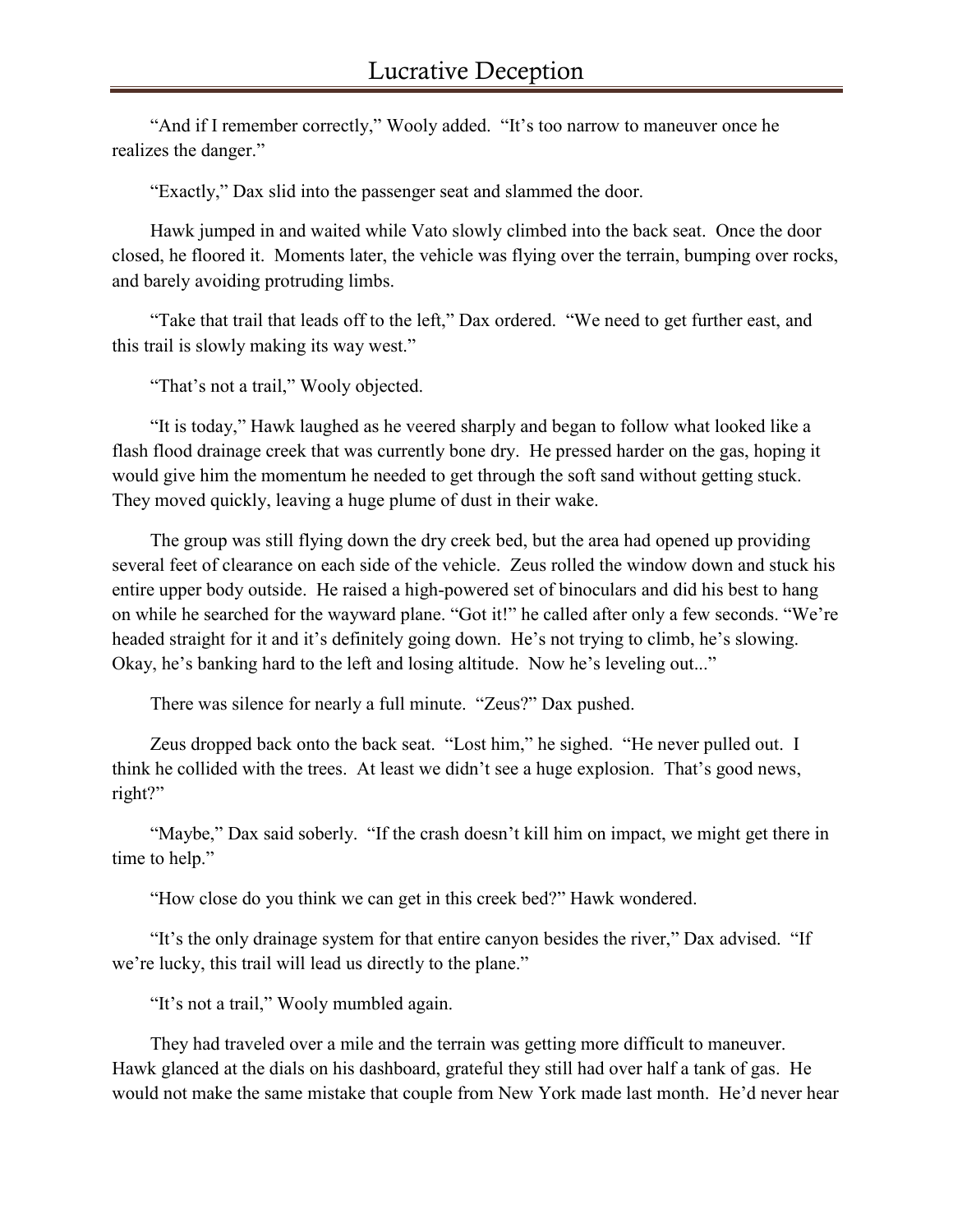"And if I remember correctly," Wooly added. "It's too narrow to maneuver once he realizes the danger."

"Exactly," Dax slid into the passenger seat and slammed the door.

Hawk jumped in and waited while Vato slowly climbed into the back seat. Once the door closed, he floored it. Moments later, the vehicle was flying over the terrain, bumping over rocks, and barely avoiding protruding limbs.

"Take that trail that leads off to the left," Dax ordered. "We need to get further east, and this trail is slowly making its way west."

"That's not a trail," Wooly objected.

"It is today," Hawk laughed as he veered sharply and began to follow what looked like a flash flood drainage creek that was currently bone dry. He pressed harder on the gas, hoping it would give him the momentum he needed to get through the soft sand without getting stuck. They moved quickly, leaving a huge plume of dust in their wake.

The group was still flying down the dry creek bed, but the area had opened up providing several feet of clearance on each side of the vehicle. Zeus rolled the window down and stuck his entire upper body outside. He raised a high-powered set of binoculars and did his best to hang on while he searched for the wayward plane. "Got it!" he called after only a few seconds. "We're headed straight for it and it's definitely going down. He's not trying to climb, he's slowing. Okay, he's banking hard to the left and losing altitude. Now he's leveling out..."

There was silence for nearly a full minute. "Zeus?" Dax pushed.

Zeus dropped back onto the back seat. "Lost him," he sighed. "He never pulled out. I think he collided with the trees. At least we didn't see a huge explosion. That's good news, right?"

"Maybe," Dax said soberly. "If the crash doesn't kill him on impact, we might get there in time to help."

"How close do you think we can get in this creek bed?" Hawk wondered.

"It's the only drainage system for that entire canyon besides the river," Dax advised. "If we're lucky, this trail will lead us directly to the plane."

"It's not a trail," Wooly mumbled again.

They had traveled over a mile and the terrain was getting more difficult to maneuver. Hawk glanced at the dials on his dashboard, grateful they still had over half a tank of gas. He would not make the same mistake that couple from New York made last month. He'd never hear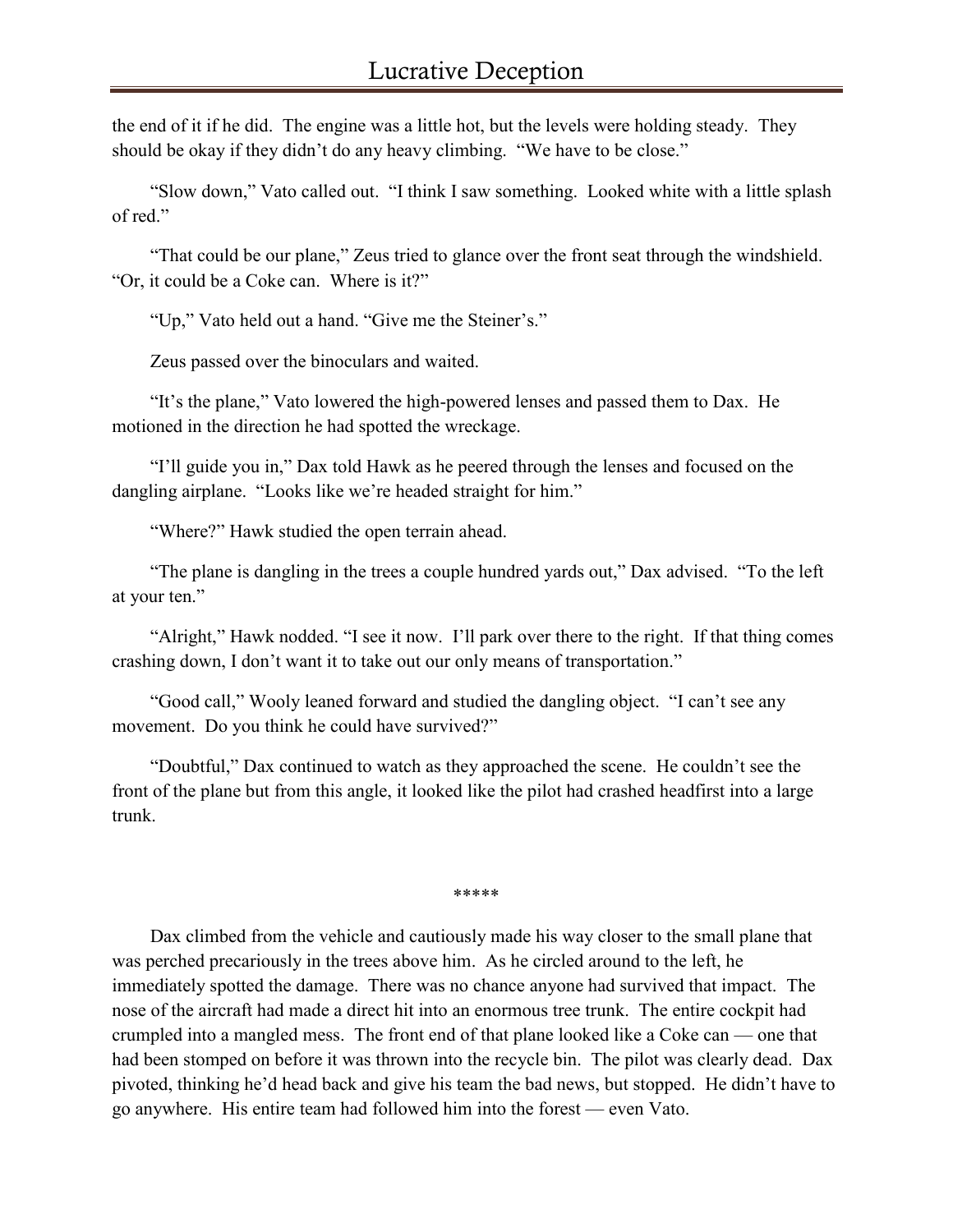the end of it if he did. The engine was a little hot, but the levels were holding steady. They should be okay if they didn't do any heavy climbing. "We have to be close."

"Slow down," Vato called out. "I think I saw something. Looked white with a little splash of red."

"That could be our plane," Zeus tried to glance over the front seat through the windshield. "Or, it could be a Coke can. Where is it?"

"Up," Vato held out a hand. "Give me the Steiner's."

Zeus passed over the binoculars and waited.

"It's the plane," Vato lowered the high-powered lenses and passed them to Dax. He motioned in the direction he had spotted the wreckage.

"I'll guide you in," Dax told Hawk as he peered through the lenses and focused on the dangling airplane. "Looks like we're headed straight for him."

"Where?" Hawk studied the open terrain ahead.

"The plane is dangling in the trees a couple hundred yards out," Dax advised. "To the left at your ten."

"Alright," Hawk nodded. "I see it now. I'll park over there to the right. If that thing comes crashing down, I don't want it to take out our only means of transportation."

"Good call," Wooly leaned forward and studied the dangling object. "I can't see any movement. Do you think he could have survived?"

"Doubtful," Dax continued to watch as they approached the scene. He couldn't see the front of the plane but from this angle, it looked like the pilot had crashed headfirst into a large trunk.

*****

Dax climbed from the vehicle and cautiously made his way closer to the small plane that was perched precariously in the trees above him. As he circled around to the left, he immediately spotted the damage. There was no chance anyone had survived that impact. The nose of the aircraft had made a direct hit into an enormous tree trunk. The entire cockpit had crumpled into a mangled mess. The front end of that plane looked like a Coke can — one that had been stomped on before it was thrown into the recycle bin. The pilot was clearly dead. Dax pivoted, thinking he'd head back and give his team the bad news, but stopped. He didn't have to go anywhere. His entire team had followed him into the forest — even Vato.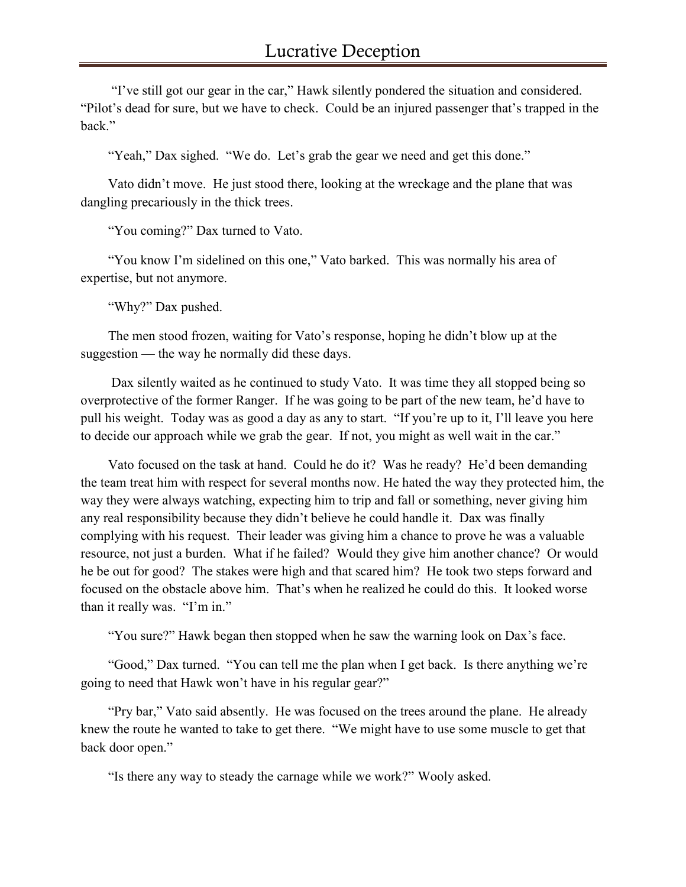"I've still got our gear in the car," Hawk silently pondered the situation and considered. "Pilot's dead for sure, but we have to check. Could be an injured passenger that's trapped in the back."

"Yeah," Dax sighed. "We do. Let's grab the gear we need and get this done."

Vato didn't move. He just stood there, looking at the wreckage and the plane that was dangling precariously in the thick trees.

"You coming?" Dax turned to Vato.

"You know I'm sidelined on this one," Vato barked. This was normally his area of expertise, but not anymore.

"Why?" Dax pushed.

The men stood frozen, waiting for Vato's response, hoping he didn't blow up at the suggestion — the way he normally did these days.

Dax silently waited as he continued to study Vato. It was time they all stopped being so overprotective of the former Ranger. If he was going to be part of the new team, he'd have to pull his weight. Today was as good a day as any to start. "If you're up to it, I'll leave you here to decide our approach while we grab the gear. If not, you might as well wait in the car."

Vato focused on the task at hand. Could he do it? Was he ready? He'd been demanding the team treat him with respect for several months now. He hated the way they protected him, the way they were always watching, expecting him to trip and fall or something, never giving him any real responsibility because they didn't believe he could handle it. Dax was finally complying with his request. Their leader was giving him a chance to prove he was a valuable resource, not just a burden. What if he failed? Would they give him another chance? Or would he be out for good? The stakes were high and that scared him? He took two steps forward and focused on the obstacle above him. That's when he realized he could do this. It looked worse than it really was. "I'm in."

"You sure?" Hawk began then stopped when he saw the warning look on Dax's face.

"Good," Dax turned. "You can tell me the plan when I get back. Is there anything we're going to need that Hawk won't have in his regular gear?"

"Pry bar," Vato said absently. He was focused on the trees around the plane. He already knew the route he wanted to take to get there. "We might have to use some muscle to get that back door open."

"Is there any way to steady the carnage while we work?" Wooly asked.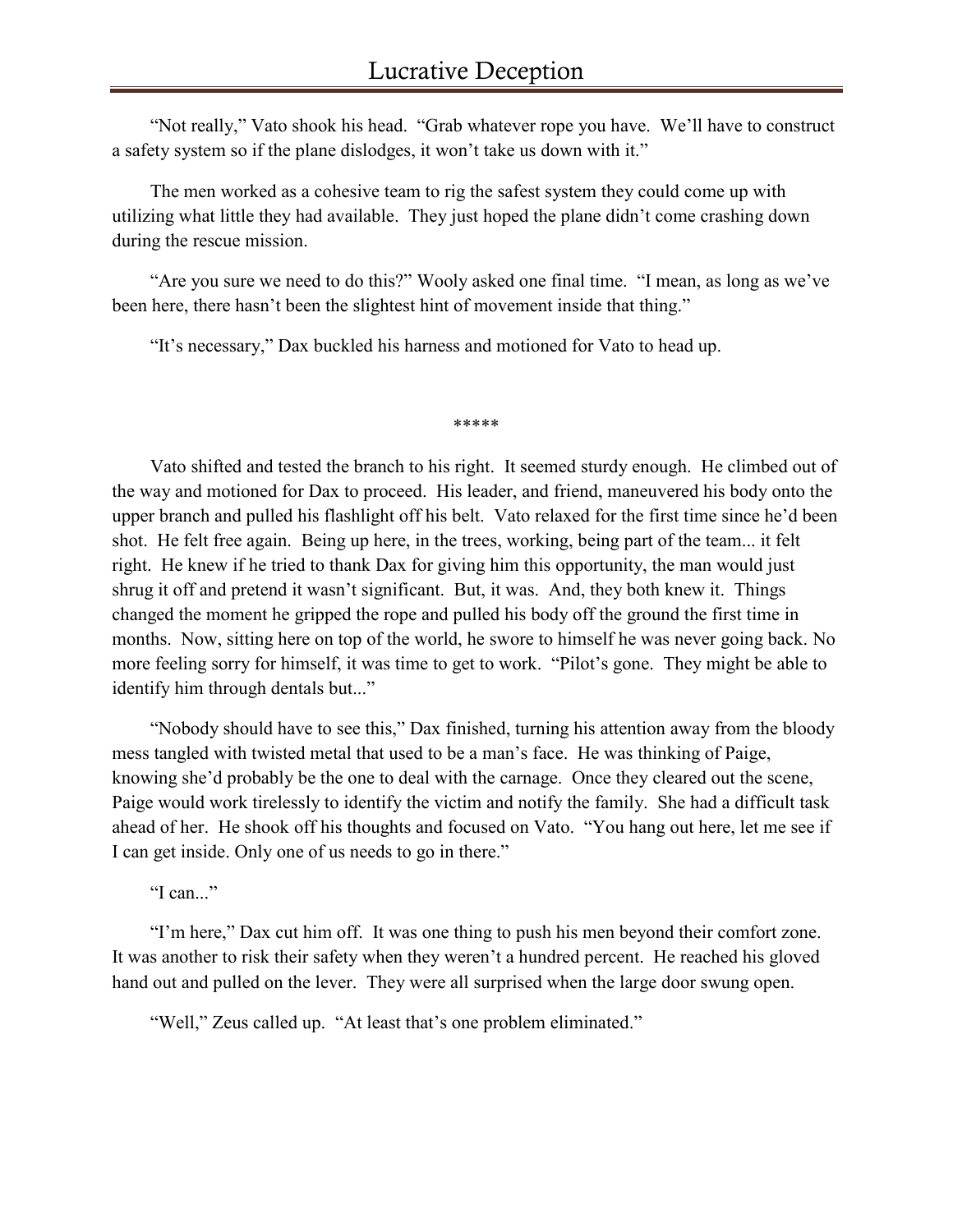"Not really," Vato shook his head. "Grab whatever rope you have. We'll have to construct a safety system so if the plane dislodges, it won't take us down with it."

The men worked as a cohesive team to rig the safest system they could come up with utilizing what little they had available. They just hoped the plane didn't come crashing down during the rescue mission.

"Are you sure we need to do this?" Wooly asked one final time. "I mean, as long as we've been here, there hasn't been the slightest hint of movement inside that thing."

"It's necessary," Dax buckled his harness and motioned for Vato to head up.

*****

Vato shifted and tested the branch to his right. It seemed sturdy enough. He climbed out of the way and motioned for Dax to proceed. His leader, and friend, maneuvered his body onto the upper branch and pulled his flashlight off his belt. Vato relaxed for the first time since he'd been shot. He felt free again. Being up here, in the trees, working, being part of the team... it felt right. He knew if he tried to thank Dax for giving him this opportunity, the man would just shrug it off and pretend it wasn't significant. But, it was. And, they both knew it. Things changed the moment he gripped the rope and pulled his body off the ground the first time in months. Now, sitting here on top of the world, he swore to himself he was never going back. No more feeling sorry for himself, it was time to get to work. "Pilot's gone. They might be able to identify him through dentals but..."

"Nobody should have to see this," Dax finished, turning his attention away from the bloody mess tangled with twisted metal that used to be a man's face. He was thinking of Paige, knowing she'd probably be the one to deal with the carnage. Once they cleared out the scene, Paige would work tirelessly to identify the victim and notify the family. She had a difficult task ahead of her. He shook off his thoughts and focused on Vato. "You hang out here, let me see if I can get inside. Only one of us needs to go in there."

"I can..."

"I'm here," Dax cut him off. It was one thing to push his men beyond their comfort zone. It was another to risk their safety when they weren't a hundred percent. He reached his gloved hand out and pulled on the lever. They were all surprised when the large door swung open.

"Well," Zeus called up. "At least that's one problem eliminated."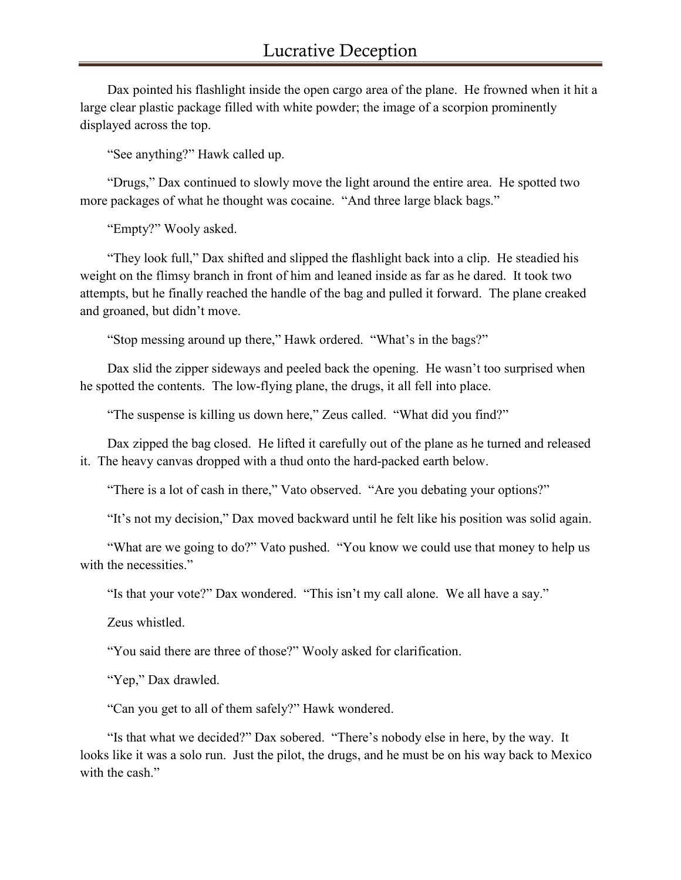Dax pointed his flashlight inside the open cargo area of the plane. He frowned when it hit a large clear plastic package filled with white powder; the image of a scorpion prominently displayed across the top.

"See anything?" Hawk called up.

"Drugs," Dax continued to slowly move the light around the entire area. He spotted two more packages of what he thought was cocaine. "And three large black bags."

"Empty?" Wooly asked.

"They look full," Dax shifted and slipped the flashlight back into a clip. He steadied his weight on the flimsy branch in front of him and leaned inside as far as he dared. It took two attempts, but he finally reached the handle of the bag and pulled it forward. The plane creaked and groaned, but didn't move.

"Stop messing around up there," Hawk ordered. "What's in the bags?"

Dax slid the zipper sideways and peeled back the opening. He wasn't too surprised when he spotted the contents. The low-flying plane, the drugs, it all fell into place.

"The suspense is killing us down here," Zeus called. "What did you find?"

Dax zipped the bag closed. He lifted it carefully out of the plane as he turned and released it. The heavy canvas dropped with a thud onto the hard-packed earth below.

"There is a lot of cash in there," Vato observed. "Are you debating your options?"

"It's not my decision," Dax moved backward until he felt like his position was solid again.

"What are we going to do?" Vato pushed. "You know we could use that money to help us with the necessities."

"Is that your vote?" Dax wondered. "This isn't my call alone. We all have a say."

Zeus whistled.

"You said there are three of those?" Wooly asked for clarification.

"Yep," Dax drawled.

"Can you get to all of them safely?" Hawk wondered.

"Is that what we decided?" Dax sobered. "There's nobody else in here, by the way. It looks like it was a solo run. Just the pilot, the drugs, and he must be on his way back to Mexico with the cash."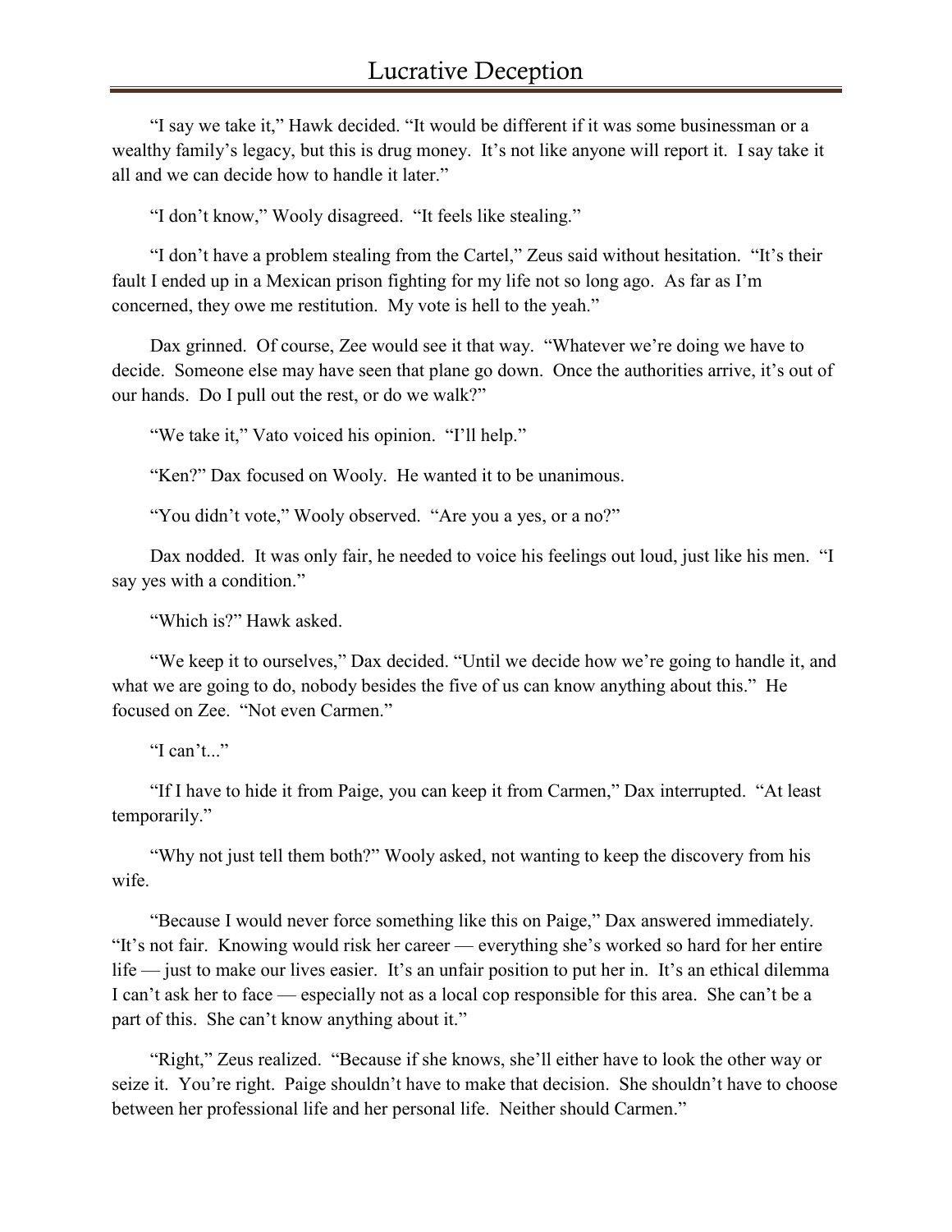"I say we take it," Hawk decided. "It would be different if it was some businessman or a wealthy family's legacy, but this is drug money. It's not like anyone will report it. I say take it all and we can decide how to handle it later."

"I don't know," Wooly disagreed. "It feels like stealing."

"I don't have a problem stealing from the Cartel," Zeus said without hesitation. "It's their fault I ended up in a Mexican prison fighting for my life not so long ago. As far as I'm concerned, they owe me restitution. My vote is hell to the yeah."

Dax grinned. Of course, Zee would see it that way. "Whatever we're doing we have to decide. Someone else may have seen that plane go down. Once the authorities arrive, it's out of our hands. Do I pull out the rest, or do we walk?"

"We take it," Vato voiced his opinion. "I'll help."

"Ken?" Dax focused on Wooly. He wanted it to be unanimous.

"You didn't vote," Wooly observed. "Are you a yes, or a no?"

Dax nodded. It was only fair, he needed to voice his feelings out loud, just like his men. "I say yes with a condition."

"Which is?" Hawk asked.

"We keep it to ourselves," Dax decided. "Until we decide how we're going to handle it, and what we are going to do, nobody besides the five of us can know anything about this." He focused on Zee. "Not even Carmen."

"I can't..."

"If I have to hide it from Paige, you can keep it from Carmen," Dax interrupted. "At least temporarily."

"Why not just tell them both?" Wooly asked, not wanting to keep the discovery from his wife.

"Because I would never force something like this on Paige," Dax answered immediately. "It's not fair. Knowing would risk her career — everything she's worked so hard for her entire life — just to make our lives easier. It's an unfair position to put her in. It's an ethical dilemma I can't ask her to face — especially not as a local cop responsible for this area. She can't be a part of this. She can't know anything about it."

"Right," Zeus realized. "Because if she knows, she'll either have to look the other way or seize it. You're right. Paige shouldn't have to make that decision. She shouldn't have to choose between her professional life and her personal life. Neither should Carmen."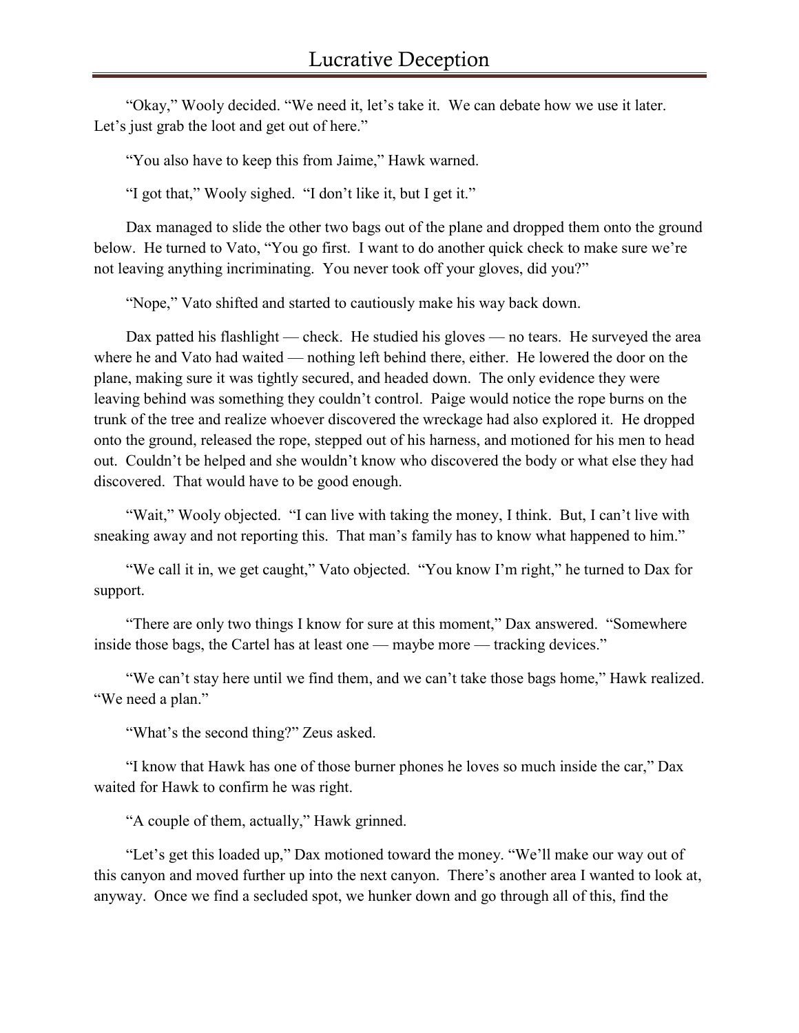"Okay," Wooly decided. "We need it, let's take it. We can debate how we use it later. Let's just grab the loot and get out of here."

"You also have to keep this from Jaime," Hawk warned.

"I got that," Wooly sighed. "I don't like it, but I get it."

Dax managed to slide the other two bags out of the plane and dropped them onto the ground below. He turned to Vato, "You go first. I want to do another quick check to make sure we're not leaving anything incriminating. You never took off your gloves, did you?"

"Nope," Vato shifted and started to cautiously make his way back down.

Dax patted his flashlight — check. He studied his gloves — no tears. He surveyed the area where he and Vato had waited — nothing left behind there, either. He lowered the door on the plane, making sure it was tightly secured, and headed down. The only evidence they were leaving behind was something they couldn't control. Paige would notice the rope burns on the trunk of the tree and realize whoever discovered the wreckage had also explored it. He dropped onto the ground, released the rope, stepped out of his harness, and motioned for his men to head out. Couldn't be helped and she wouldn't know who discovered the body or what else they had discovered. That would have to be good enough.

"Wait," Wooly objected. "I can live with taking the money, I think. But, I can't live with sneaking away and not reporting this. That man's family has to know what happened to him."

"We call it in, we get caught," Vato objected. "You know I'm right," he turned to Dax for support.

"There are only two things I know for sure at this moment," Dax answered. "Somewhere inside those bags, the Cartel has at least one — maybe more — tracking devices."

"We can't stay here until we find them, and we can't take those bags home," Hawk realized. "We need a plan."

"What's the second thing?" Zeus asked.

"I know that Hawk has one of those burner phones he loves so much inside the car," Dax waited for Hawk to confirm he was right.

"A couple of them, actually," Hawk grinned.

"Let's get this loaded up," Dax motioned toward the money. "We'll make our way out of this canyon and moved further up into the next canyon. There's another area I wanted to look at, anyway. Once we find a secluded spot, we hunker down and go through all of this, find the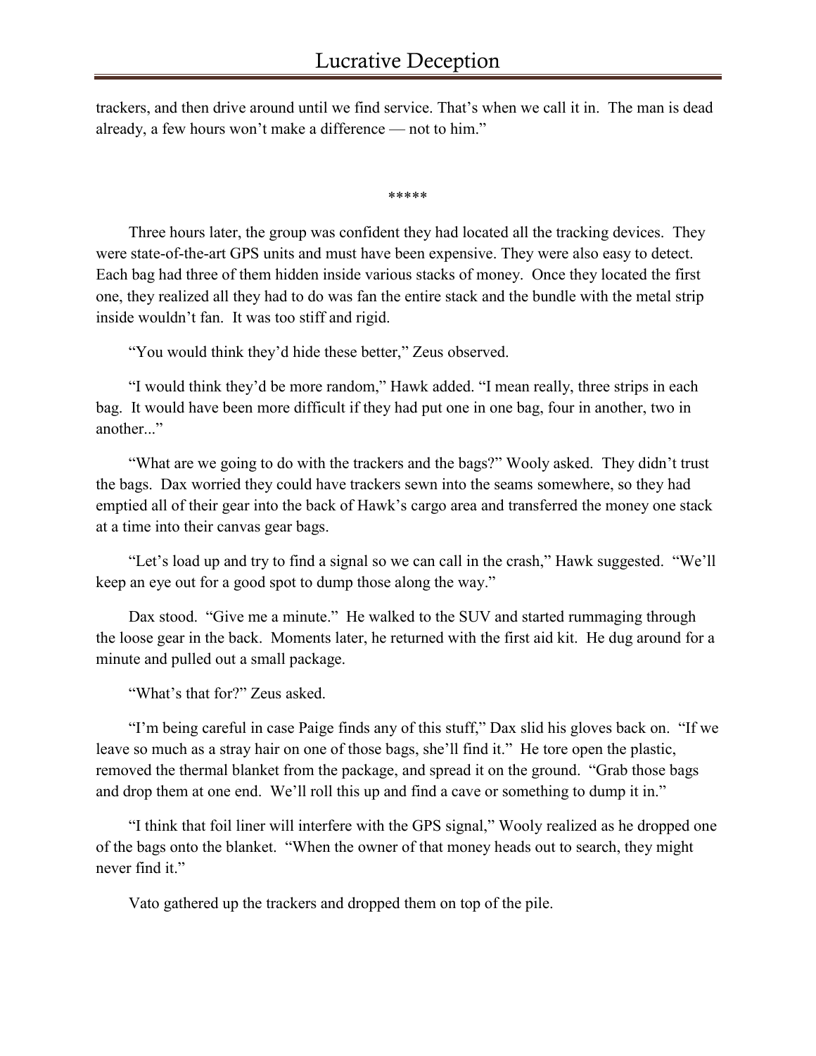trackers, and then drive around until we find service. That's when we call it in. The man is dead already, a few hours won't make a difference — not to him."

*****

Three hours later, the group was confident they had located all the tracking devices. They were state-of-the-art GPS units and must have been expensive. They were also easy to detect. Each bag had three of them hidden inside various stacks of money. Once they located the first one, they realized all they had to do was fan the entire stack and the bundle with the metal strip inside wouldn't fan. It was too stiff and rigid.

"You would think they'd hide these better," Zeus observed.

"I would think they'd be more random," Hawk added. "I mean really, three strips in each bag. It would have been more difficult if they had put one in one bag, four in another, two in another..."

"What are we going to do with the trackers and the bags?" Wooly asked. They didn't trust the bags. Dax worried they could have trackers sewn into the seams somewhere, so they had emptied all of their gear into the back of Hawk's cargo area and transferred the money one stack at a time into their canvas gear bags.

"Let's load up and try to find a signal so we can call in the crash," Hawk suggested. "We'll keep an eye out for a good spot to dump those along the way."

Dax stood. "Give me a minute." He walked to the SUV and started rummaging through the loose gear in the back. Moments later, he returned with the first aid kit. He dug around for a minute and pulled out a small package.

"What's that for?" Zeus asked.

"I'm being careful in case Paige finds any of this stuff," Dax slid his gloves back on. "If we leave so much as a stray hair on one of those bags, she'll find it." He tore open the plastic, removed the thermal blanket from the package, and spread it on the ground. "Grab those bags and drop them at one end. We'll roll this up and find a cave or something to dump it in."

"I think that foil liner will interfere with the GPS signal," Wooly realized as he dropped one of the bags onto the blanket. "When the owner of that money heads out to search, they might never find it."

Vato gathered up the trackers and dropped them on top of the pile.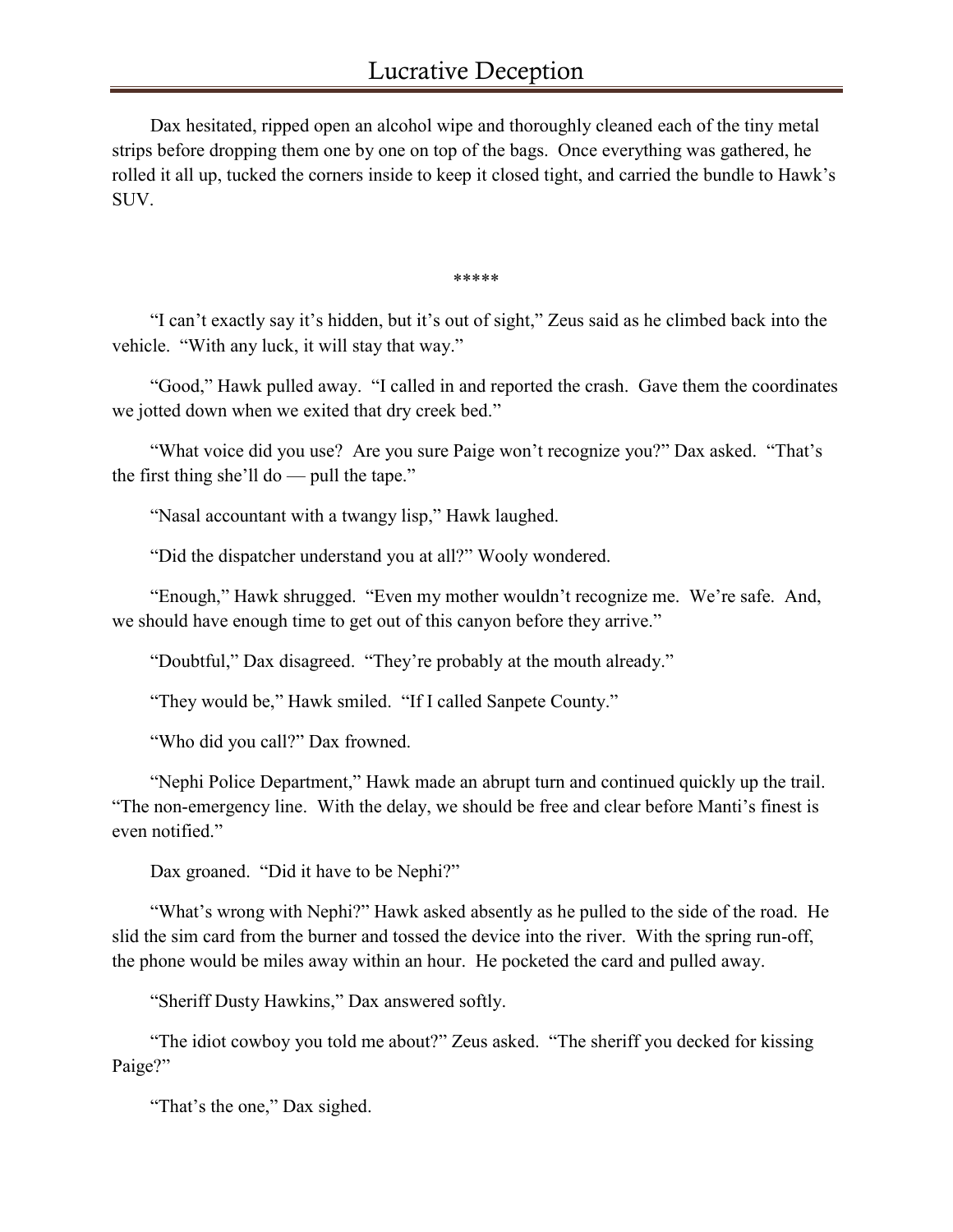Dax hesitated, ripped open an alcohol wipe and thoroughly cleaned each of the tiny metal strips before dropping them one by one on top of the bags. Once everything was gathered, he rolled it all up, tucked the corners inside to keep it closed tight, and carried the bundle to Hawk's SUV.

*****

"I can't exactly say it's hidden, but it's out of sight," Zeus said as he climbed back into the vehicle. "With any luck, it will stay that way."

"Good," Hawk pulled away. "I called in and reported the crash. Gave them the coordinates we jotted down when we exited that dry creek bed."

"What voice did you use? Are you sure Paige won't recognize you?" Dax asked. "That's the first thing she'll do — pull the tape."

"Nasal accountant with a twangy lisp," Hawk laughed.

"Did the dispatcher understand you at all?" Wooly wondered.

"Enough," Hawk shrugged. "Even my mother wouldn't recognize me. We're safe. And, we should have enough time to get out of this canyon before they arrive."

"Doubtful," Dax disagreed. "They're probably at the mouth already."

"They would be," Hawk smiled. "If I called Sanpete County."

"Who did you call?" Dax frowned.

"Nephi Police Department," Hawk made an abrupt turn and continued quickly up the trail. "The non-emergency line. With the delay, we should be free and clear before Manti's finest is even notified."

Dax groaned. "Did it have to be Nephi?"

"What's wrong with Nephi?" Hawk asked absently as he pulled to the side of the road. He slid the sim card from the burner and tossed the device into the river. With the spring run-off, the phone would be miles away within an hour. He pocketed the card and pulled away.

"Sheriff Dusty Hawkins," Dax answered softly.

"The idiot cowboy you told me about?" Zeus asked. "The sheriff you decked for kissing Paige?"

"That's the one," Dax sighed.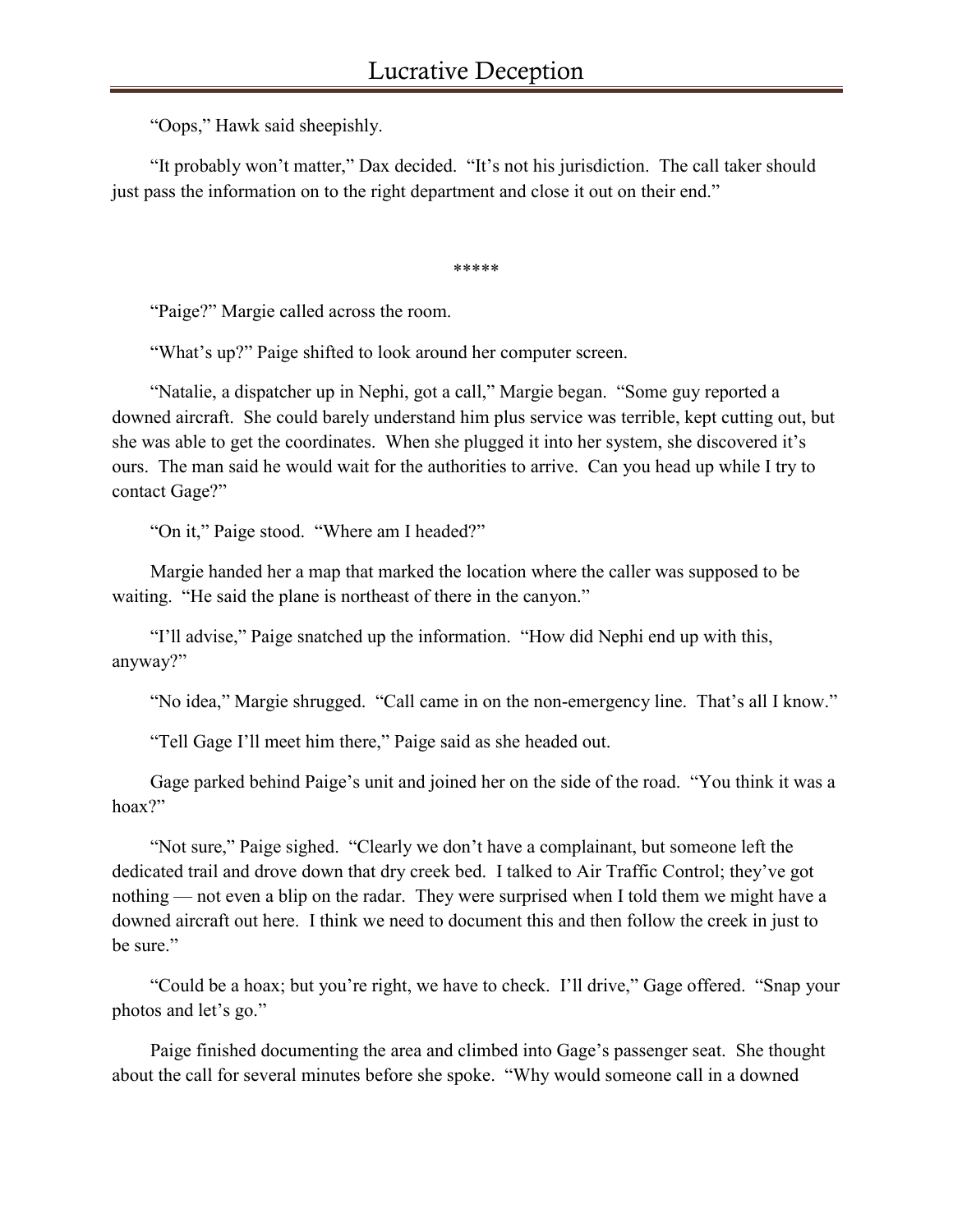"Oops," Hawk said sheepishly.

"It probably won't matter," Dax decided. "It's not his jurisdiction. The call taker should just pass the information on to the right department and close it out on their end."

*****

"Paige?" Margie called across the room.

"What's up?" Paige shifted to look around her computer screen.

"Natalie, a dispatcher up in Nephi, got a call," Margie began. "Some guy reported a downed aircraft. She could barely understand him plus service was terrible, kept cutting out, but she was able to get the coordinates. When she plugged it into her system, she discovered it's ours. The man said he would wait for the authorities to arrive. Can you head up while I try to contact Gage?"

"On it," Paige stood. "Where am I headed?"

Margie handed her a map that marked the location where the caller was supposed to be waiting. "He said the plane is northeast of there in the canyon."

"I'll advise," Paige snatched up the information. "How did Nephi end up with this, anyway?"

"No idea," Margie shrugged. "Call came in on the non-emergency line. That's all I know."

"Tell Gage I'll meet him there," Paige said as she headed out.

Gage parked behind Paige's unit and joined her on the side of the road. "You think it was a hoax?"

"Not sure," Paige sighed. "Clearly we don't have a complainant, but someone left the dedicated trail and drove down that dry creek bed. I talked to Air Traffic Control; they've got nothing — not even a blip on the radar. They were surprised when I told them we might have a downed aircraft out here. I think we need to document this and then follow the creek in just to be sure."

"Could be a hoax; but you're right, we have to check. I'll drive," Gage offered. "Snap your photos and let's go."

Paige finished documenting the area and climbed into Gage's passenger seat. She thought about the call for several minutes before she spoke. "Why would someone call in a downed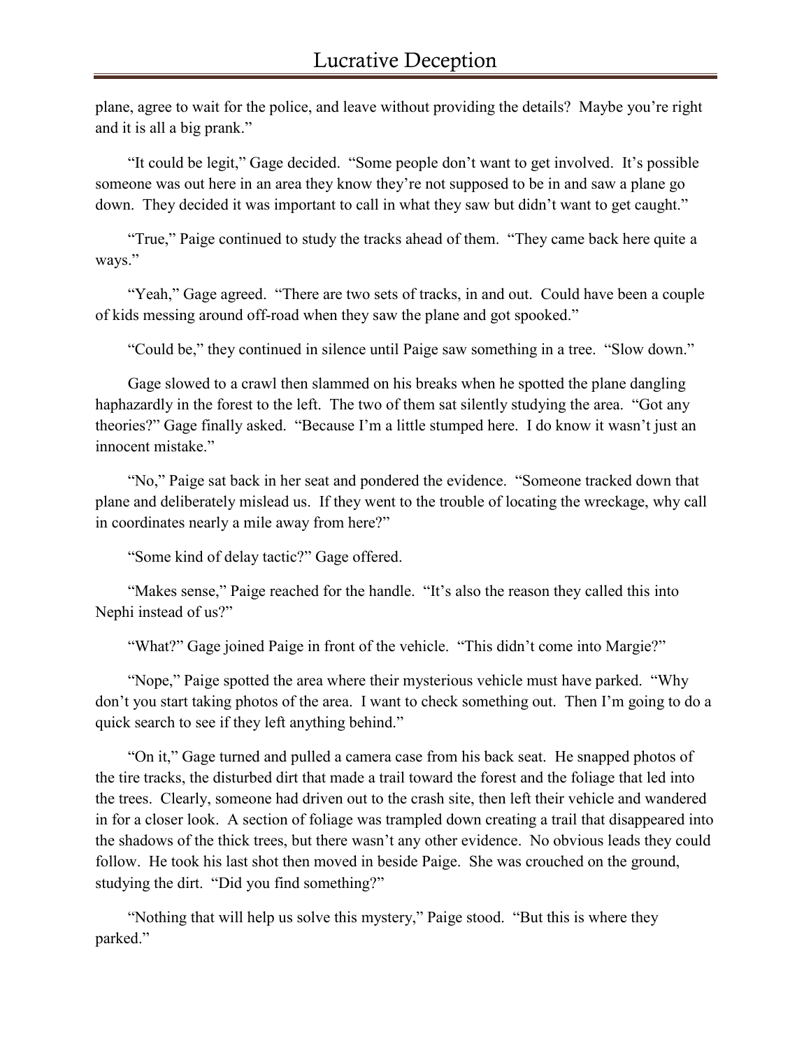plane, agree to wait for the police, and leave without providing the details? Maybe you're right and it is all a big prank."

"It could be legit," Gage decided. "Some people don't want to get involved. It's possible someone was out here in an area they know they're not supposed to be in and saw a plane go down. They decided it was important to call in what they saw but didn't want to get caught."

"True," Paige continued to study the tracks ahead of them. "They came back here quite a ways."

"Yeah," Gage agreed. "There are two sets of tracks, in and out. Could have been a couple of kids messing around off-road when they saw the plane and got spooked."

"Could be," they continued in silence until Paige saw something in a tree. "Slow down."

Gage slowed to a crawl then slammed on his breaks when he spotted the plane dangling haphazardly in the forest to the left. The two of them sat silently studying the area. "Got any theories?" Gage finally asked. "Because I'm a little stumped here. I do know it wasn't just an innocent mistake."

"No," Paige sat back in her seat and pondered the evidence. "Someone tracked down that plane and deliberately mislead us. If they went to the trouble of locating the wreckage, why call in coordinates nearly a mile away from here?"

"Some kind of delay tactic?" Gage offered.

"Makes sense," Paige reached for the handle. "It's also the reason they called this into Nephi instead of us?"

"What?" Gage joined Paige in front of the vehicle. "This didn't come into Margie?"

"Nope," Paige spotted the area where their mysterious vehicle must have parked. "Why don't you start taking photos of the area. I want to check something out. Then I'm going to do a quick search to see if they left anything behind."

"On it," Gage turned and pulled a camera case from his back seat. He snapped photos of the tire tracks, the disturbed dirt that made a trail toward the forest and the foliage that led into the trees. Clearly, someone had driven out to the crash site, then left their vehicle and wandered in for a closer look. A section of foliage was trampled down creating a trail that disappeared into the shadows of the thick trees, but there wasn't any other evidence. No obvious leads they could follow. He took his last shot then moved in beside Paige. She was crouched on the ground, studying the dirt. "Did you find something?"

"Nothing that will help us solve this mystery," Paige stood. "But this is where they parked."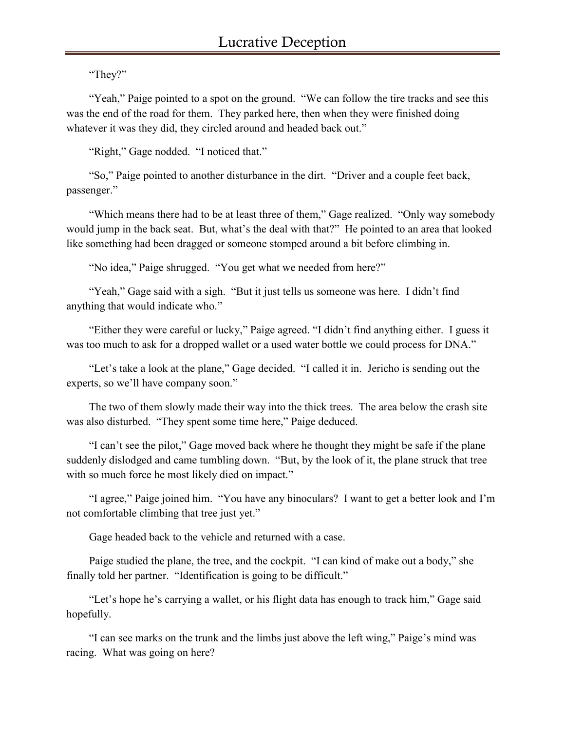"They?"

"Yeah," Paige pointed to a spot on the ground. "We can follow the tire tracks and see this was the end of the road for them. They parked here, then when they were finished doing whatever it was they did, they circled around and headed back out."

"Right," Gage nodded. "I noticed that."

"So," Paige pointed to another disturbance in the dirt. "Driver and a couple feet back, passenger."

"Which means there had to be at least three of them," Gage realized. "Only way somebody would jump in the back seat. But, what's the deal with that?" He pointed to an area that looked like something had been dragged or someone stomped around a bit before climbing in.

"No idea," Paige shrugged. "You get what we needed from here?"

"Yeah," Gage said with a sigh. "But it just tells us someone was here. I didn't find anything that would indicate who."

"Either they were careful or lucky," Paige agreed. "I didn't find anything either. I guess it was too much to ask for a dropped wallet or a used water bottle we could process for DNA."

"Let's take a look at the plane," Gage decided. "I called it in. Jericho is sending out the experts, so we'll have company soon."

The two of them slowly made their way into the thick trees. The area below the crash site was also disturbed. "They spent some time here," Paige deduced.

"I can't see the pilot," Gage moved back where he thought they might be safe if the plane suddenly dislodged and came tumbling down. "But, by the look of it, the plane struck that tree with so much force he most likely died on impact."

"I agree," Paige joined him. "You have any binoculars? I want to get a better look and I'm not comfortable climbing that tree just yet."

Gage headed back to the vehicle and returned with a case.

Paige studied the plane, the tree, and the cockpit. "I can kind of make out a body," she finally told her partner. "Identification is going to be difficult."

"Let's hope he's carrying a wallet, or his flight data has enough to track him," Gage said hopefully.

"I can see marks on the trunk and the limbs just above the left wing," Paige's mind was racing. What was going on here?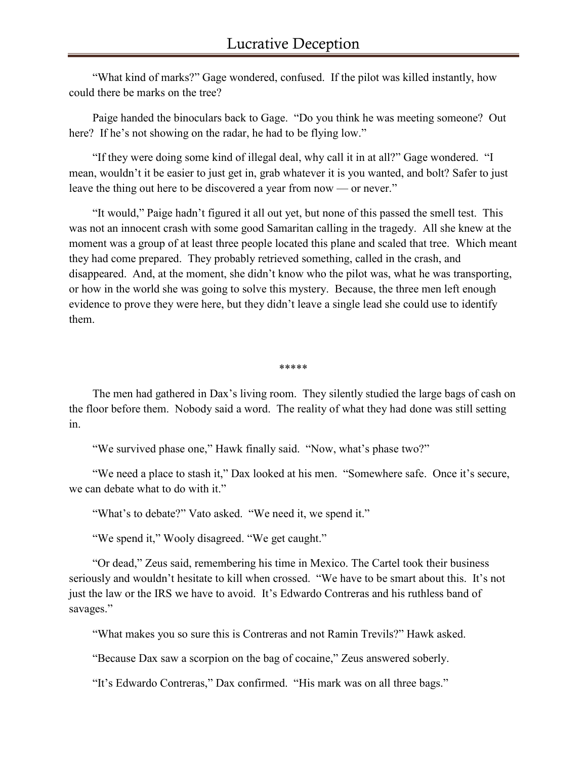"What kind of marks?" Gage wondered, confused. If the pilot was killed instantly, how could there be marks on the tree?

Paige handed the binoculars back to Gage. "Do you think he was meeting someone? Out here? If he's not showing on the radar, he had to be flying low."

"If they were doing some kind of illegal deal, why call it in at all?" Gage wondered. "I mean, wouldn't it be easier to just get in, grab whatever it is you wanted, and bolt? Safer to just leave the thing out here to be discovered a year from now — or never."

"It would," Paige hadn't figured it all out yet, but none of this passed the smell test. This was not an innocent crash with some good Samaritan calling in the tragedy. All she knew at the moment was a group of at least three people located this plane and scaled that tree. Which meant they had come prepared. They probably retrieved something, called in the crash, and disappeared. And, at the moment, she didn't know who the pilot was, what he was transporting, or how in the world she was going to solve this mystery. Because, the three men left enough evidence to prove they were here, but they didn't leave a single lead she could use to identify them.

*****

The men had gathered in Dax's living room. They silently studied the large bags of cash on the floor before them. Nobody said a word. The reality of what they had done was still setting in.

"We survived phase one," Hawk finally said. "Now, what's phase two?"

"We need a place to stash it," Dax looked at his men. "Somewhere safe. Once it's secure, we can debate what to do with it."

"What's to debate?" Vato asked. "We need it, we spend it."

"We spend it," Wooly disagreed. "We get caught."

"Or dead," Zeus said, remembering his time in Mexico. The Cartel took their business seriously and wouldn't hesitate to kill when crossed. "We have to be smart about this. It's not just the law or the IRS we have to avoid. It's Edwardo Contreras and his ruthless band of savages."

"What makes you so sure this is Contreras and not Ramin Trevils?" Hawk asked.

"Because Dax saw a scorpion on the bag of cocaine," Zeus answered soberly.

"It's Edwardo Contreras," Dax confirmed. "His mark was on all three bags."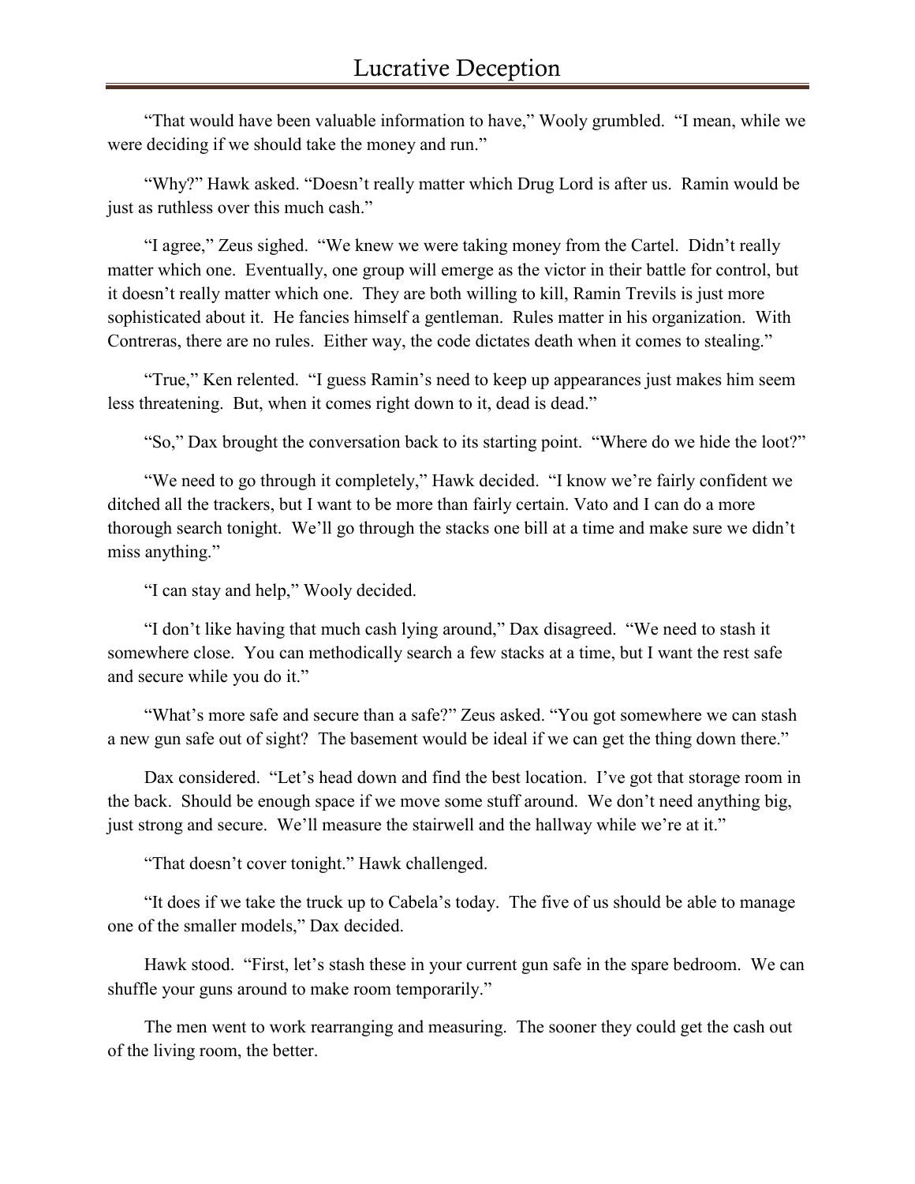"That would have been valuable information to have," Wooly grumbled. "I mean, while we were deciding if we should take the money and run."

"Why?" Hawk asked. "Doesn't really matter which Drug Lord is after us. Ramin would be just as ruthless over this much cash."

"I agree," Zeus sighed. "We knew we were taking money from the Cartel. Didn't really matter which one. Eventually, one group will emerge as the victor in their battle for control, but it doesn't really matter which one. They are both willing to kill, Ramin Trevils is just more sophisticated about it. He fancies himself a gentleman. Rules matter in his organization. With Contreras, there are no rules. Either way, the code dictates death when it comes to stealing."

"True," Ken relented. "I guess Ramin's need to keep up appearances just makes him seem less threatening. But, when it comes right down to it, dead is dead."

"So," Dax brought the conversation back to its starting point. "Where do we hide the loot?"

"We need to go through it completely," Hawk decided. "I know we're fairly confident we ditched all the trackers, but I want to be more than fairly certain. Vato and I can do a more thorough search tonight. We'll go through the stacks one bill at a time and make sure we didn't miss anything."

"I can stay and help," Wooly decided.

"I don't like having that much cash lying around," Dax disagreed. "We need to stash it somewhere close. You can methodically search a few stacks at a time, but I want the rest safe and secure while you do it."

"What's more safe and secure than a safe?" Zeus asked. "You got somewhere we can stash a new gun safe out of sight? The basement would be ideal if we can get the thing down there."

Dax considered. "Let's head down and find the best location. I've got that storage room in the back. Should be enough space if we move some stuff around. We don't need anything big, just strong and secure. We'll measure the stairwell and the hallway while we're at it."

"That doesn't cover tonight." Hawk challenged.

"It does if we take the truck up to Cabela's today. The five of us should be able to manage one of the smaller models," Dax decided.

Hawk stood. "First, let's stash these in your current gun safe in the spare bedroom. We can shuffle your guns around to make room temporarily."

The men went to work rearranging and measuring. The sooner they could get the cash out of the living room, the better.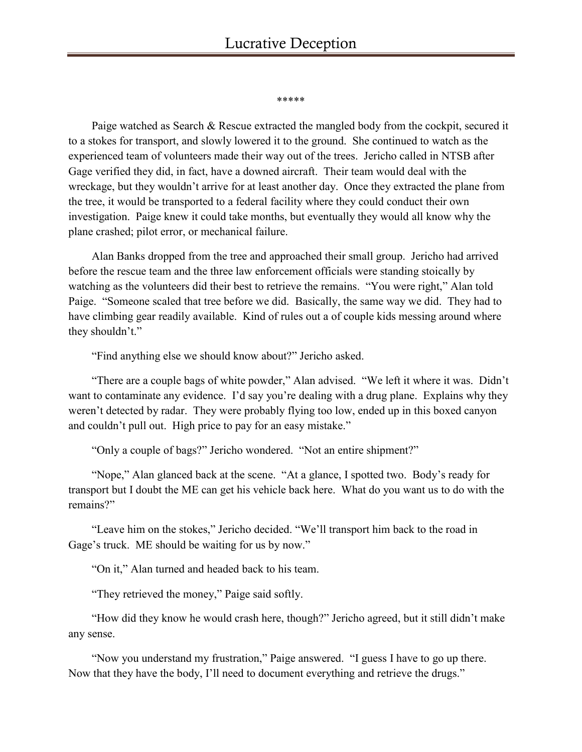\*\*\*\*\*

Paige watched as Search & Rescue extracted the mangled body from the cockpit, secured it to a stokes for transport, and slowly lowered it to the ground. She continued to watch as the experienced team of volunteers made their way out of the trees. Jericho called in NTSB after Gage verified they did, in fact, have a downed aircraft. Their team would deal with the wreckage, but they wouldn't arrive for at least another day. Once they extracted the plane from the tree, it would be transported to a federal facility where they could conduct their own investigation. Paige knew it could take months, but eventually they would all know why the plane crashed; pilot error, or mechanical failure.

Alan Banks dropped from the tree and approached their small group. Jericho had arrived before the rescue team and the three law enforcement officials were standing stoically by watching as the volunteers did their best to retrieve the remains. "You were right," Alan told Paige. "Someone scaled that tree before we did. Basically, the same way we did. They had to have climbing gear readily available. Kind of rules out a of couple kids messing around where they shouldn't."

"Find anything else we should know about?" Jericho asked.

"There are a couple bags of white powder," Alan advised. "We left it where it was. Didn't want to contaminate any evidence. I'd say you're dealing with a drug plane. Explains why they weren't detected by radar. They were probably flying too low, ended up in this boxed canyon and couldn't pull out. High price to pay for an easy mistake."

"Only a couple of bags?" Jericho wondered. "Not an entire shipment?"

"Nope," Alan glanced back at the scene. "At a glance, I spotted two. Body's ready for transport but I doubt the ME can get his vehicle back here. What do you want us to do with the remains?"

"Leave him on the stokes," Jericho decided. "We'll transport him back to the road in Gage's truck. ME should be waiting for us by now."

"On it," Alan turned and headed back to his team.

"They retrieved the money," Paige said softly.

"How did they know he would crash here, though?" Jericho agreed, but it still didn't make any sense.

"Now you understand my frustration," Paige answered. "I guess I have to go up there. Now that they have the body, I'll need to document everything and retrieve the drugs."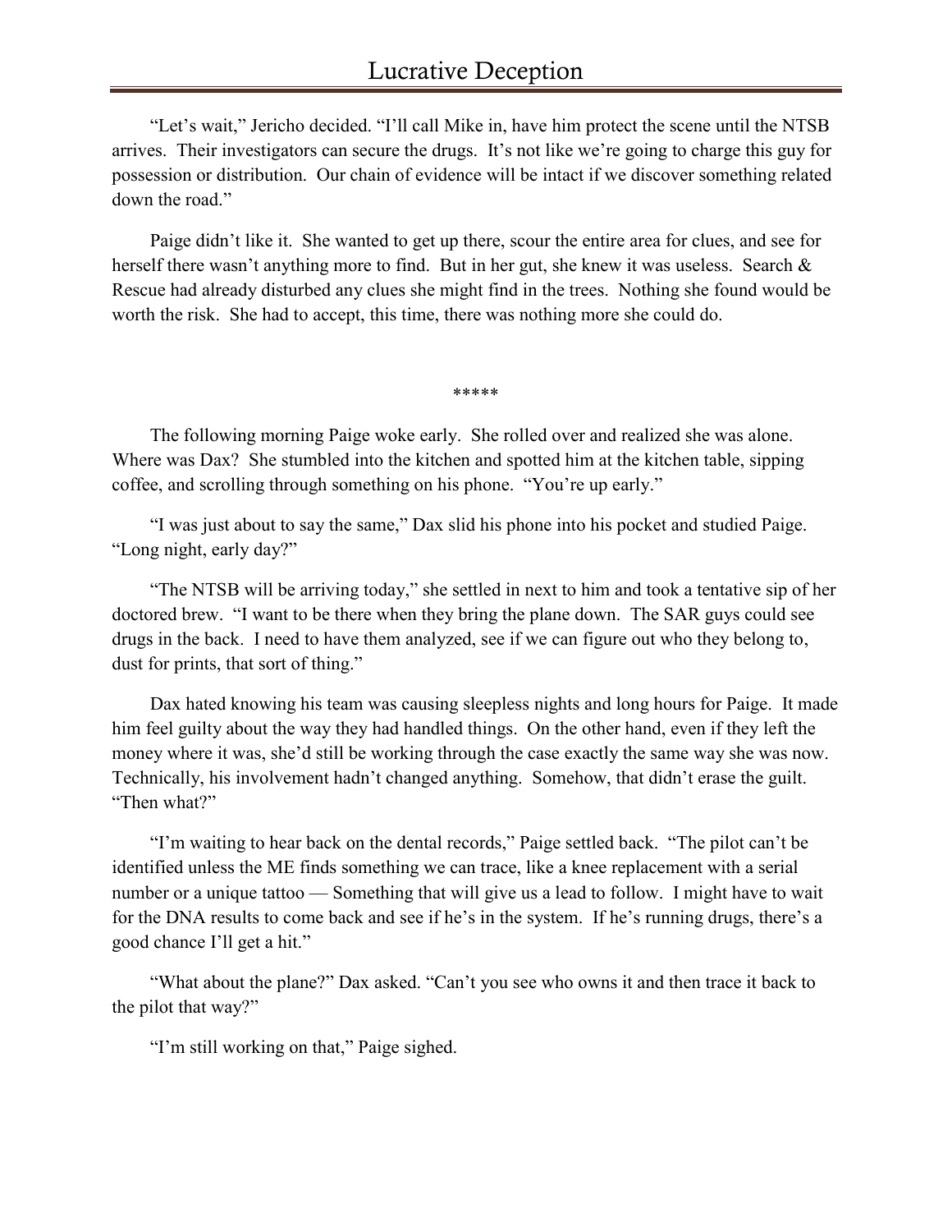"Let's wait," Jericho decided. "I'll call Mike in, have him protect the scene until the NTSB arrives. Their investigators can secure the drugs. It's not like we're going to charge this guy for possession or distribution. Our chain of evidence will be intact if we discover something related down the road."

Paige didn't like it. She wanted to get up there, scour the entire area for clues, and see for herself there wasn't anything more to find. But in her gut, she knew it was useless. Search & Rescue had already disturbed any clues she might find in the trees. Nothing she found would be worth the risk. She had to accept, this time, there was nothing more she could do.

*****

The following morning Paige woke early. She rolled over and realized she was alone. Where was Dax? She stumbled into the kitchen and spotted him at the kitchen table, sipping coffee, and scrolling through something on his phone. "You're up early."

"I was just about to say the same," Dax slid his phone into his pocket and studied Paige. "Long night, early day?"

"The NTSB will be arriving today," she settled in next to him and took a tentative sip of her doctored brew. "I want to be there when they bring the plane down. The SAR guys could see drugs in the back. I need to have them analyzed, see if we can figure out who they belong to, dust for prints, that sort of thing."

Dax hated knowing his team was causing sleepless nights and long hours for Paige. It made him feel guilty about the way they had handled things. On the other hand, even if they left the money where it was, she'd still be working through the case exactly the same way she was now. Technically, his involvement hadn't changed anything. Somehow, that didn't erase the guilt. "Then what?"

"I'm waiting to hear back on the dental records," Paige settled back. "The pilot can't be identified unless the ME finds something we can trace, like a knee replacement with a serial number or a unique tattoo — Something that will give us a lead to follow. I might have to wait for the DNA results to come back and see if he's in the system. If he's running drugs, there's a good chance I'll get a hit."

"What about the plane?" Dax asked. "Can't you see who owns it and then trace it back to the pilot that way?"

"I'm still working on that," Paige sighed.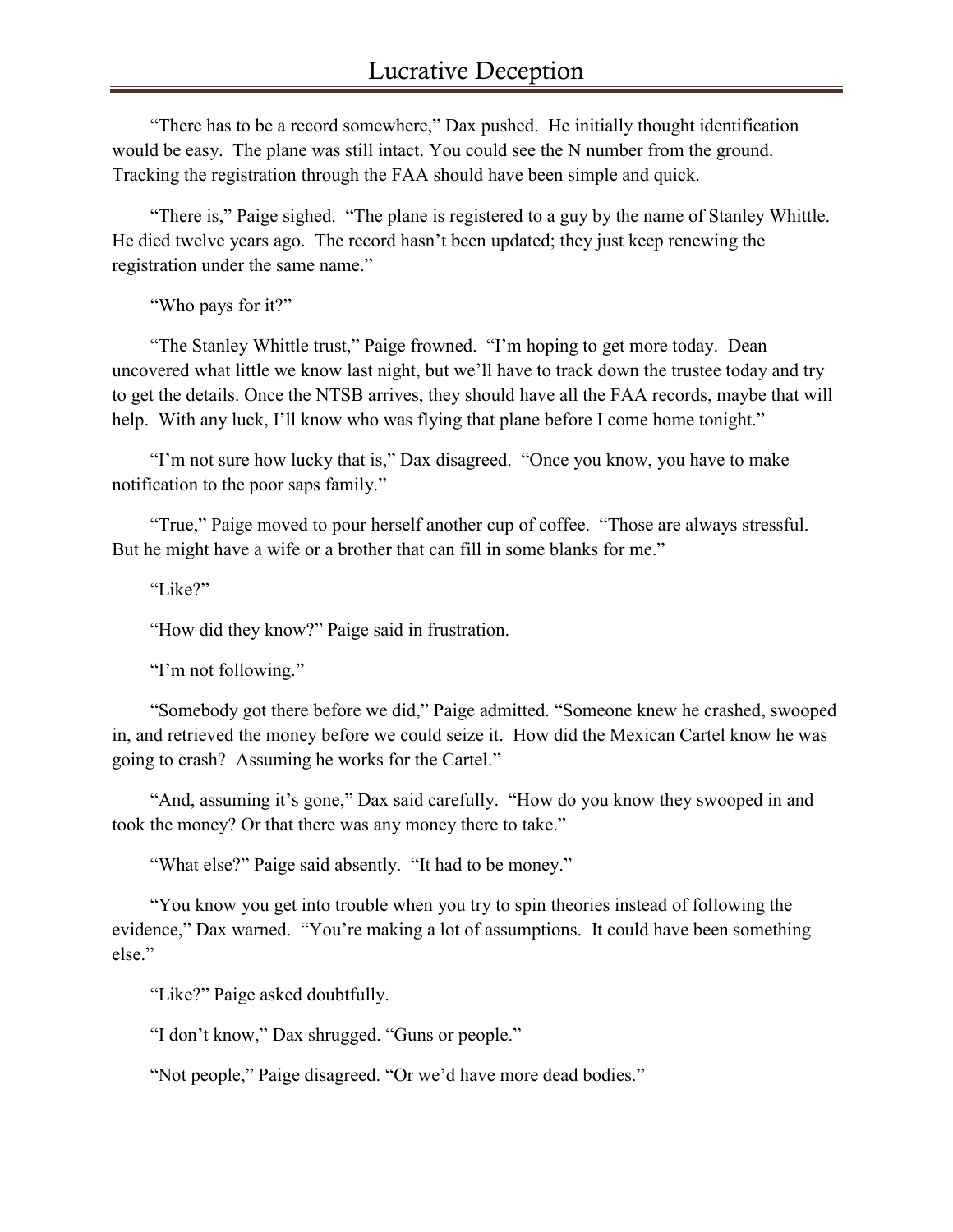"There has to be a record somewhere," Dax pushed. He initially thought identification would be easy. The plane was still intact. You could see the N number from the ground. Tracking the registration through the FAA should have been simple and quick.

"There is," Paige sighed. "The plane is registered to a guy by the name of Stanley Whittle. He died twelve years ago. The record hasn't been updated; they just keep renewing the registration under the same name."

"Who pays for it?"

"The Stanley Whittle trust," Paige frowned. "I'm hoping to get more today. Dean uncovered what little we know last night, but we'll have to track down the trustee today and try to get the details. Once the NTSB arrives, they should have all the FAA records, maybe that will help. With any luck, I'll know who was flying that plane before I come home tonight."

"I'm not sure how lucky that is," Dax disagreed. "Once you know, you have to make notification to the poor saps family."

"True," Paige moved to pour herself another cup of coffee. "Those are always stressful. But he might have a wife or a brother that can fill in some blanks for me."

"Like?"

"How did they know?" Paige said in frustration.

"I'm not following."

"Somebody got there before we did," Paige admitted. "Someone knew he crashed, swooped in, and retrieved the money before we could seize it. How did the Mexican Cartel know he was going to crash? Assuming he works for the Cartel."

"And, assuming it's gone," Dax said carefully. "How do you know they swooped in and took the money? Or that there was any money there to take."

"What else?" Paige said absently. "It had to be money."

"You know you get into trouble when you try to spin theories instead of following the evidence," Dax warned. "You're making a lot of assumptions. It could have been something else."

"Like?" Paige asked doubtfully.

"I don't know," Dax shrugged. "Guns or people."

"Not people," Paige disagreed. "Or we'd have more dead bodies."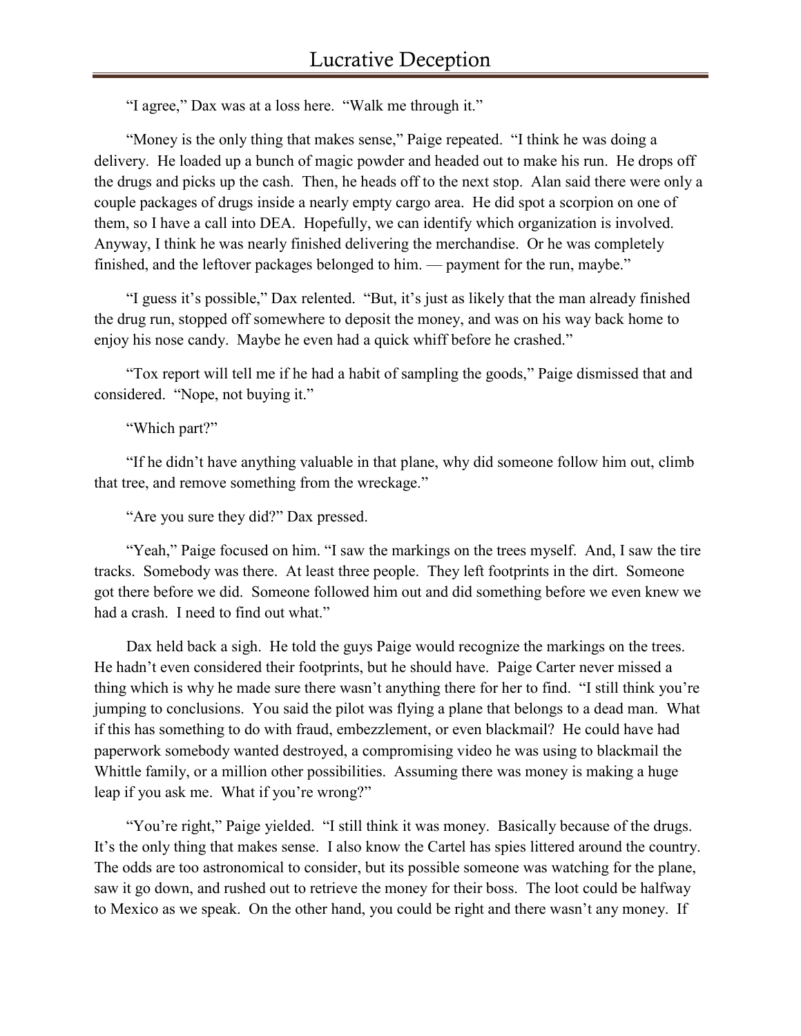"I agree," Dax was at a loss here. "Walk me through it."

"Money is the only thing that makes sense," Paige repeated. "I think he was doing a delivery. He loaded up a bunch of magic powder and headed out to make his run. He drops off the drugs and picks up the cash. Then, he heads off to the next stop. Alan said there were only a couple packages of drugs inside a nearly empty cargo area. He did spot a scorpion on one of them, so I have a call into DEA. Hopefully, we can identify which organization is involved. Anyway, I think he was nearly finished delivering the merchandise. Or he was completely finished, and the leftover packages belonged to him. — payment for the run, maybe."

"I guess it's possible," Dax relented. "But, it's just as likely that the man already finished the drug run, stopped off somewhere to deposit the money, and was on his way back home to enjoy his nose candy. Maybe he even had a quick whiff before he crashed."

"Tox report will tell me if he had a habit of sampling the goods," Paige dismissed that and considered. "Nope, not buying it."

"Which part?"

"If he didn't have anything valuable in that plane, why did someone follow him out, climb that tree, and remove something from the wreckage."

"Are you sure they did?" Dax pressed.

"Yeah," Paige focused on him. "I saw the markings on the trees myself. And, I saw the tire tracks. Somebody was there. At least three people. They left footprints in the dirt. Someone got there before we did. Someone followed him out and did something before we even knew we had a crash. I need to find out what."

Dax held back a sigh. He told the guys Paige would recognize the markings on the trees. He hadn't even considered their footprints, but he should have. Paige Carter never missed a thing which is why he made sure there wasn't anything there for her to find. "I still think you're jumping to conclusions. You said the pilot was flying a plane that belongs to a dead man. What if this has something to do with fraud, embezzlement, or even blackmail? He could have had paperwork somebody wanted destroyed, a compromising video he was using to blackmail the Whittle family, or a million other possibilities. Assuming there was money is making a huge leap if you ask me. What if you're wrong?"

"You're right," Paige yielded. "I still think it was money. Basically because of the drugs. It's the only thing that makes sense. I also know the Cartel has spies littered around the country. The odds are too astronomical to consider, but its possible someone was watching for the plane, saw it go down, and rushed out to retrieve the money for their boss. The loot could be halfway to Mexico as we speak. On the other hand, you could be right and there wasn't any money. If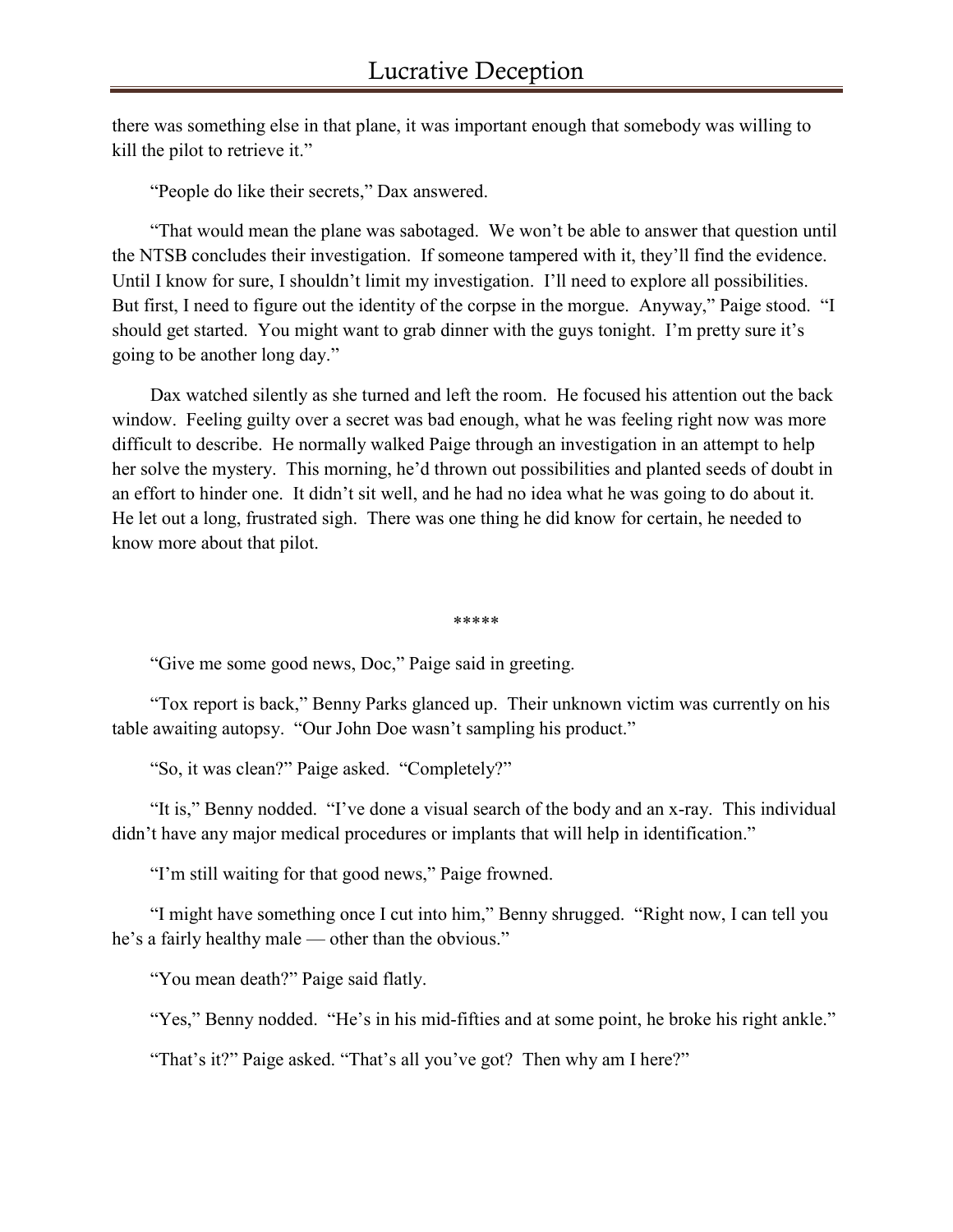there was something else in that plane, it was important enough that somebody was willing to kill the pilot to retrieve it."

"People do like their secrets," Dax answered.

"That would mean the plane was sabotaged. We won't be able to answer that question until the NTSB concludes their investigation. If someone tampered with it, they'll find the evidence. Until I know for sure, I shouldn't limit my investigation. I'll need to explore all possibilities. But first, I need to figure out the identity of the corpse in the morgue. Anyway," Paige stood. "I should get started. You might want to grab dinner with the guys tonight. I'm pretty sure it's going to be another long day."

Dax watched silently as she turned and left the room. He focused his attention out the back window. Feeling guilty over a secret was bad enough, what he was feeling right now was more difficult to describe. He normally walked Paige through an investigation in an attempt to help her solve the mystery. This morning, he'd thrown out possibilities and planted seeds of doubt in an effort to hinder one. It didn't sit well, and he had no idea what he was going to do about it. He let out a long, frustrated sigh. There was one thing he did know for certain, he needed to know more about that pilot.

*****

"Give me some good news, Doc," Paige said in greeting.

"Tox report is back," Benny Parks glanced up. Their unknown victim was currently on his table awaiting autopsy. "Our John Doe wasn't sampling his product."

"So, it was clean?" Paige asked. "Completely?"

"It is," Benny nodded. "I've done a visual search of the body and an x-ray. This individual didn't have any major medical procedures or implants that will help in identification."

"I'm still waiting for that good news," Paige frowned.

"I might have something once I cut into him," Benny shrugged. "Right now, I can tell you he's a fairly healthy male — other than the obvious."

"You mean death?" Paige said flatly.

"Yes," Benny nodded. "He's in his mid-fifties and at some point, he broke his right ankle."

"That's it?" Paige asked. "That's all you've got? Then why am I here?"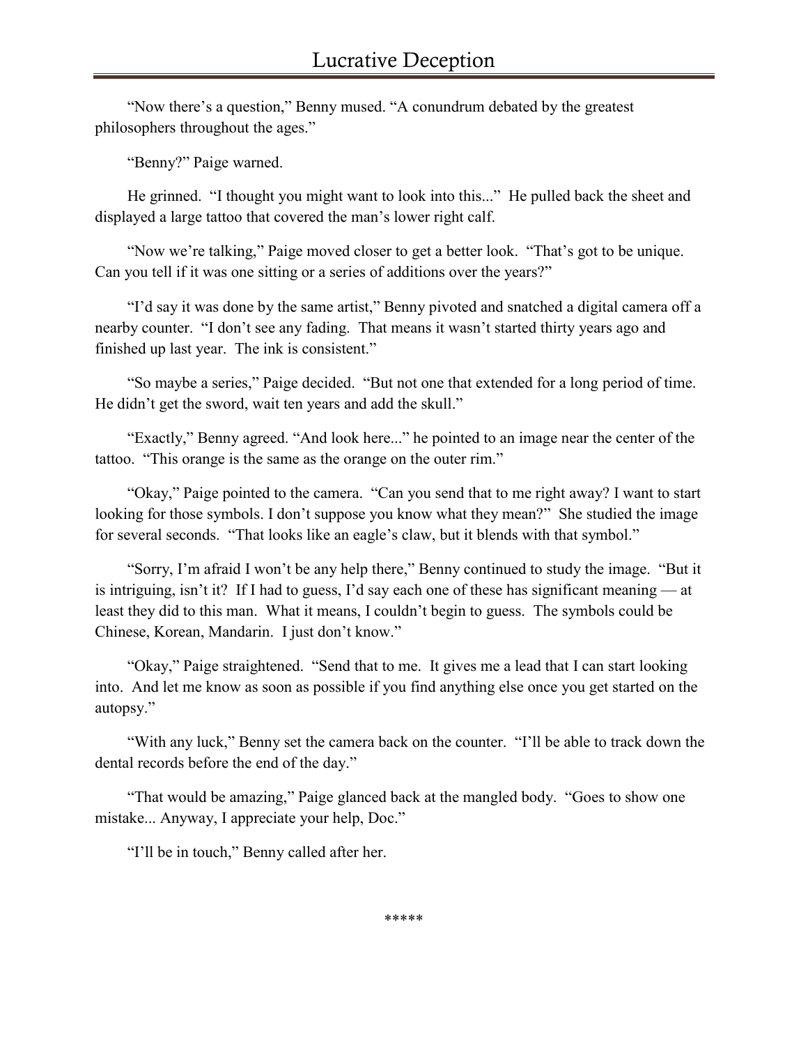"Now there's a question," Benny mused. "A conundrum debated by the greatest philosophers throughout the ages."

"Benny?" Paige warned.

He grinned. "I thought you might want to look into this..." He pulled back the sheet and displayed a large tattoo that covered the man's lower right calf.

"Now we're talking," Paige moved closer to get a better look. "That's got to be unique. Can you tell if it was one sitting or a series of additions over the years?"

"I'd say it was done by the same artist," Benny pivoted and snatched a digital camera off a nearby counter. "I don't see any fading. That means it wasn't started thirty years ago and finished up last year. The ink is consistent."

"So maybe a series," Paige decided. "But not one that extended for a long period of time. He didn't get the sword, wait ten years and add the skull."

"Exactly," Benny agreed. "And look here..." he pointed to an image near the center of the tattoo. "This orange is the same as the orange on the outer rim."

"Okay," Paige pointed to the camera. "Can you send that to me right away? I want to start looking for those symbols. I don't suppose you know what they mean?" She studied the image for several seconds. "That looks like an eagle's claw, but it blends with that symbol."

"Sorry, I'm afraid I won't be any help there," Benny continued to study the image. "But it is intriguing, isn't it? If I had to guess, I'd say each one of these has significant meaning — at least they did to this man. What it means, I couldn't begin to guess. The symbols could be Chinese, Korean, Mandarin. I just don't know."

"Okay," Paige straightened. "Send that to me. It gives me a lead that I can start looking into. And let me know as soon as possible if you find anything else once you get started on the autopsy."

"With any luck," Benny set the camera back on the counter. "I'll be able to track down the dental records before the end of the day."

"That would be amazing," Paige glanced back at the mangled body. "Goes to show one mistake... Anyway, I appreciate your help, Doc."

"I'll be in touch," Benny called after her.

*****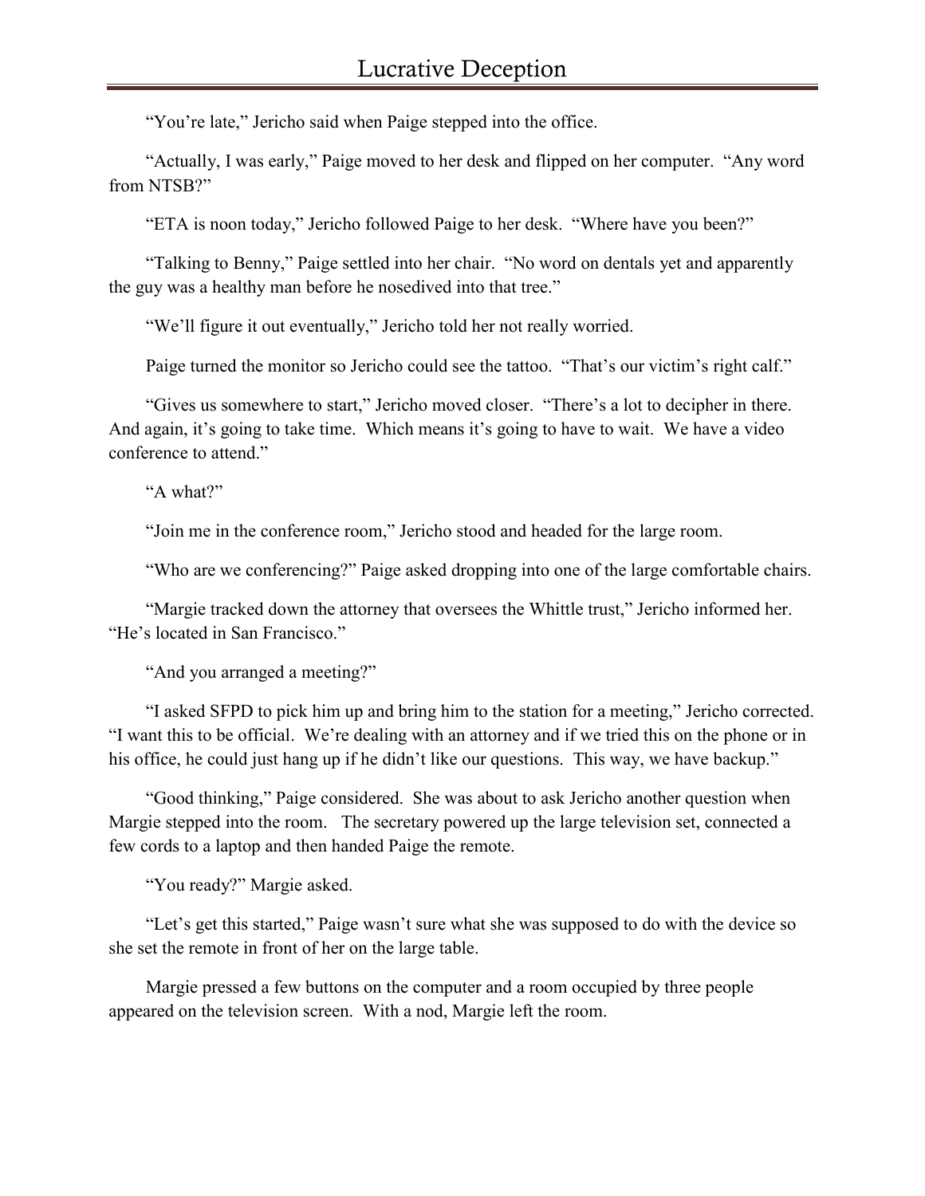"You're late," Jericho said when Paige stepped into the office.

"Actually, I was early," Paige moved to her desk and flipped on her computer. "Any word from NTSB?"

"ETA is noon today," Jericho followed Paige to her desk. "Where have you been?"

"Talking to Benny," Paige settled into her chair. "No word on dentals yet and apparently the guy was a healthy man before he nosedived into that tree."

"We'll figure it out eventually," Jericho told her not really worried.

Paige turned the monitor so Jericho could see the tattoo. "That's our victim's right calf."

"Gives us somewhere to start," Jericho moved closer. "There's a lot to decipher in there. And again, it's going to take time. Which means it's going to have to wait. We have a video conference to attend."

"A what?"

"Join me in the conference room," Jericho stood and headed for the large room.

"Who are we conferencing?" Paige asked dropping into one of the large comfortable chairs.

"Margie tracked down the attorney that oversees the Whittle trust," Jericho informed her. "He's located in San Francisco."

"And you arranged a meeting?"

"I asked SFPD to pick him up and bring him to the station for a meeting," Jericho corrected. "I want this to be official. We're dealing with an attorney and if we tried this on the phone or in his office, he could just hang up if he didn't like our questions. This way, we have backup."

"Good thinking," Paige considered. She was about to ask Jericho another question when Margie stepped into the room. The secretary powered up the large television set, connected a few cords to a laptop and then handed Paige the remote.

"You ready?" Margie asked.

"Let's get this started," Paige wasn't sure what she was supposed to do with the device so she set the remote in front of her on the large table.

Margie pressed a few buttons on the computer and a room occupied by three people appeared on the television screen. With a nod, Margie left the room.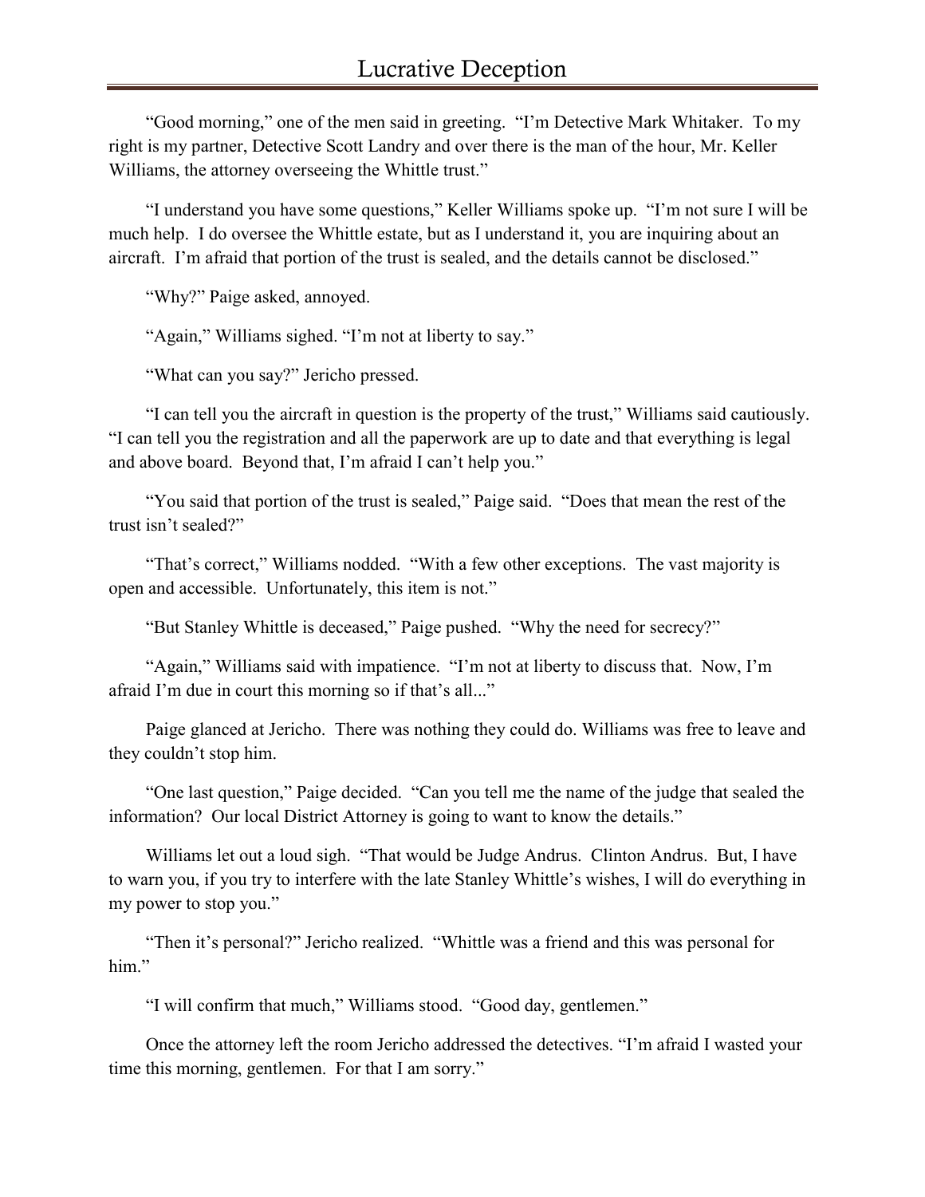"Good morning," one of the men said in greeting. "I'm Detective Mark Whitaker. To my right is my partner, Detective Scott Landry and over there is the man of the hour, Mr. Keller Williams, the attorney overseeing the Whittle trust."

"I understand you have some questions," Keller Williams spoke up. "I'm not sure I will be much help. I do oversee the Whittle estate, but as I understand it, you are inquiring about an aircraft. I'm afraid that portion of the trust is sealed, and the details cannot be disclosed."

"Why?" Paige asked, annoyed.

"Again," Williams sighed. "I'm not at liberty to say."

"What can you say?" Jericho pressed.

"I can tell you the aircraft in question is the property of the trust," Williams said cautiously. "I can tell you the registration and all the paperwork are up to date and that everything is legal and above board. Beyond that, I'm afraid I can't help you."

"You said that portion of the trust is sealed," Paige said. "Does that mean the rest of the trust isn't sealed?"

"That's correct," Williams nodded. "With a few other exceptions. The vast majority is open and accessible. Unfortunately, this item is not."

"But Stanley Whittle is deceased," Paige pushed. "Why the need for secrecy?"

"Again," Williams said with impatience. "I'm not at liberty to discuss that. Now, I'm afraid I'm due in court this morning so if that's all..."

Paige glanced at Jericho. There was nothing they could do. Williams was free to leave and they couldn't stop him.

"One last question," Paige decided. "Can you tell me the name of the judge that sealed the information? Our local District Attorney is going to want to know the details."

Williams let out a loud sigh. "That would be Judge Andrus. Clinton Andrus. But, I have to warn you, if you try to interfere with the late Stanley Whittle's wishes, I will do everything in my power to stop you."

"Then it's personal?" Jericho realized. "Whittle was a friend and this was personal for him."

"I will confirm that much," Williams stood. "Good day, gentlemen."

Once the attorney left the room Jericho addressed the detectives. "I'm afraid I wasted your time this morning, gentlemen. For that I am sorry."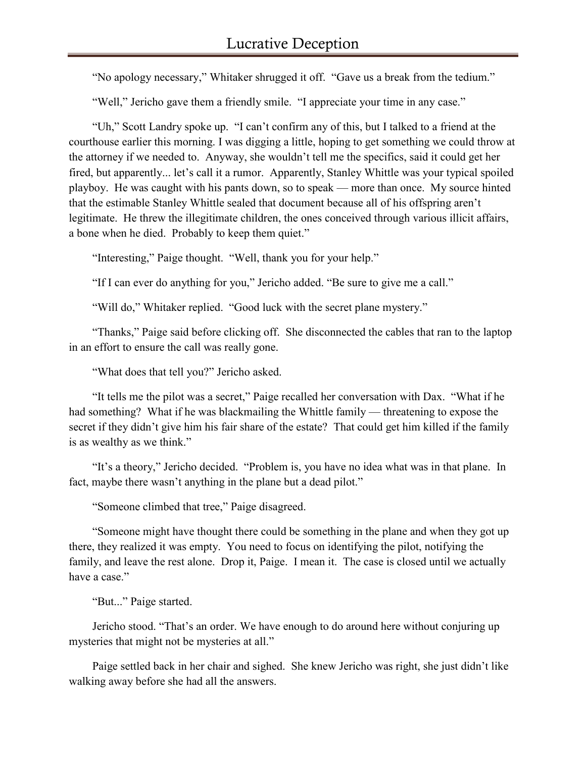"No apology necessary," Whitaker shrugged it off. "Gave us a break from the tedium."

"Well," Jericho gave them a friendly smile. "I appreciate your time in any case."

"Uh," Scott Landry spoke up. "I can't confirm any of this, but I talked to a friend at the courthouse earlier this morning. I was digging a little, hoping to get something we could throw at the attorney if we needed to. Anyway, she wouldn't tell me the specifics, said it could get her fired, but apparently... let's call it a rumor. Apparently, Stanley Whittle was your typical spoiled playboy. He was caught with his pants down, so to speak — more than once. My source hinted that the estimable Stanley Whittle sealed that document because all of his offspring aren't legitimate. He threw the illegitimate children, the ones conceived through various illicit affairs, a bone when he died. Probably to keep them quiet."

"Interesting," Paige thought. "Well, thank you for your help."

"If I can ever do anything for you," Jericho added. "Be sure to give me a call."

"Will do," Whitaker replied. "Good luck with the secret plane mystery."

"Thanks," Paige said before clicking off. She disconnected the cables that ran to the laptop in an effort to ensure the call was really gone.

"What does that tell you?" Jericho asked.

"It tells me the pilot was a secret," Paige recalled her conversation with Dax. "What if he had something? What if he was blackmailing the Whittle family — threatening to expose the secret if they didn't give him his fair share of the estate? That could get him killed if the family is as wealthy as we think."

"It's a theory," Jericho decided. "Problem is, you have no idea what was in that plane. In fact, maybe there wasn't anything in the plane but a dead pilot."

"Someone climbed that tree," Paige disagreed.

"Someone might have thought there could be something in the plane and when they got up there, they realized it was empty. You need to focus on identifying the pilot, notifying the family, and leave the rest alone. Drop it, Paige. I mean it. The case is closed until we actually have a case."

"But..." Paige started.

Jericho stood. "That's an order. We have enough to do around here without conjuring up mysteries that might not be mysteries at all."

Paige settled back in her chair and sighed. She knew Jericho was right, she just didn't like walking away before she had all the answers.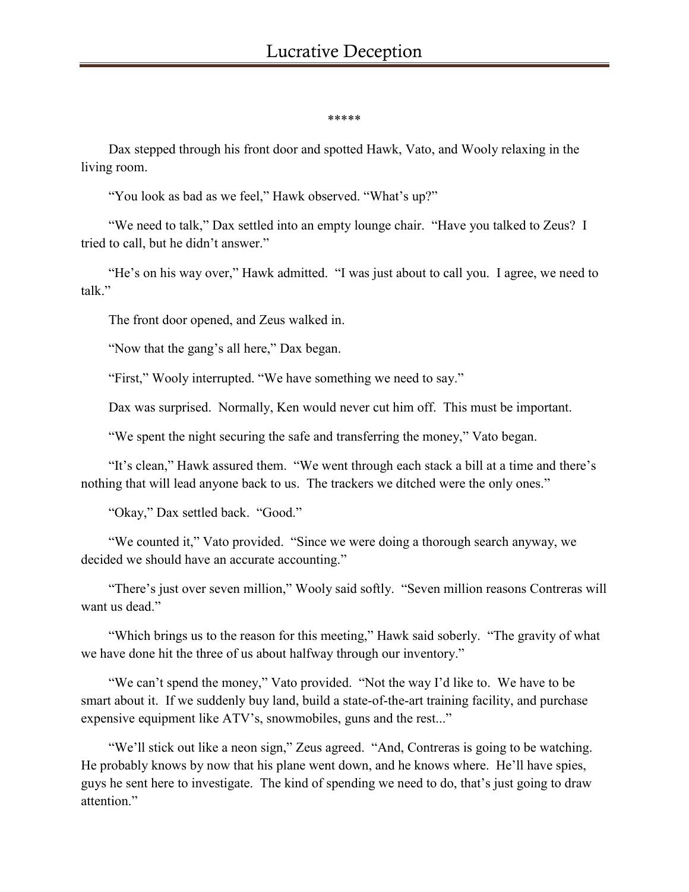\*\*\*\*\*

Dax stepped through his front door and spotted Hawk, Vato, and Wooly relaxing in the living room.

"You look as bad as we feel," Hawk observed. "What's up?"

"We need to talk," Dax settled into an empty lounge chair. "Have you talked to Zeus? I tried to call, but he didn't answer."

"He's on his way over," Hawk admitted. "I was just about to call you. I agree, we need to talk."

The front door opened, and Zeus walked in.

"Now that the gang's all here," Dax began.

"First," Wooly interrupted. "We have something we need to say."

Dax was surprised. Normally, Ken would never cut him off. This must be important.

"We spent the night securing the safe and transferring the money," Vato began.

"It's clean," Hawk assured them. "We went through each stack a bill at a time and there's nothing that will lead anyone back to us. The trackers we ditched were the only ones."

"Okay," Dax settled back. "Good."

"We counted it," Vato provided. "Since we were doing a thorough search anyway, we decided we should have an accurate accounting."

"There's just over seven million," Wooly said softly. "Seven million reasons Contreras will want us dead."

"Which brings us to the reason for this meeting," Hawk said soberly. "The gravity of what we have done hit the three of us about halfway through our inventory."

"We can't spend the money," Vato provided. "Not the way I'd like to. We have to be smart about it. If we suddenly buy land, build a state-of-the-art training facility, and purchase expensive equipment like ATV's, snowmobiles, guns and the rest..."

"We'll stick out like a neon sign," Zeus agreed. "And, Contreras is going to be watching. He probably knows by now that his plane went down, and he knows where. He'll have spies, guys he sent here to investigate. The kind of spending we need to do, that's just going to draw attention."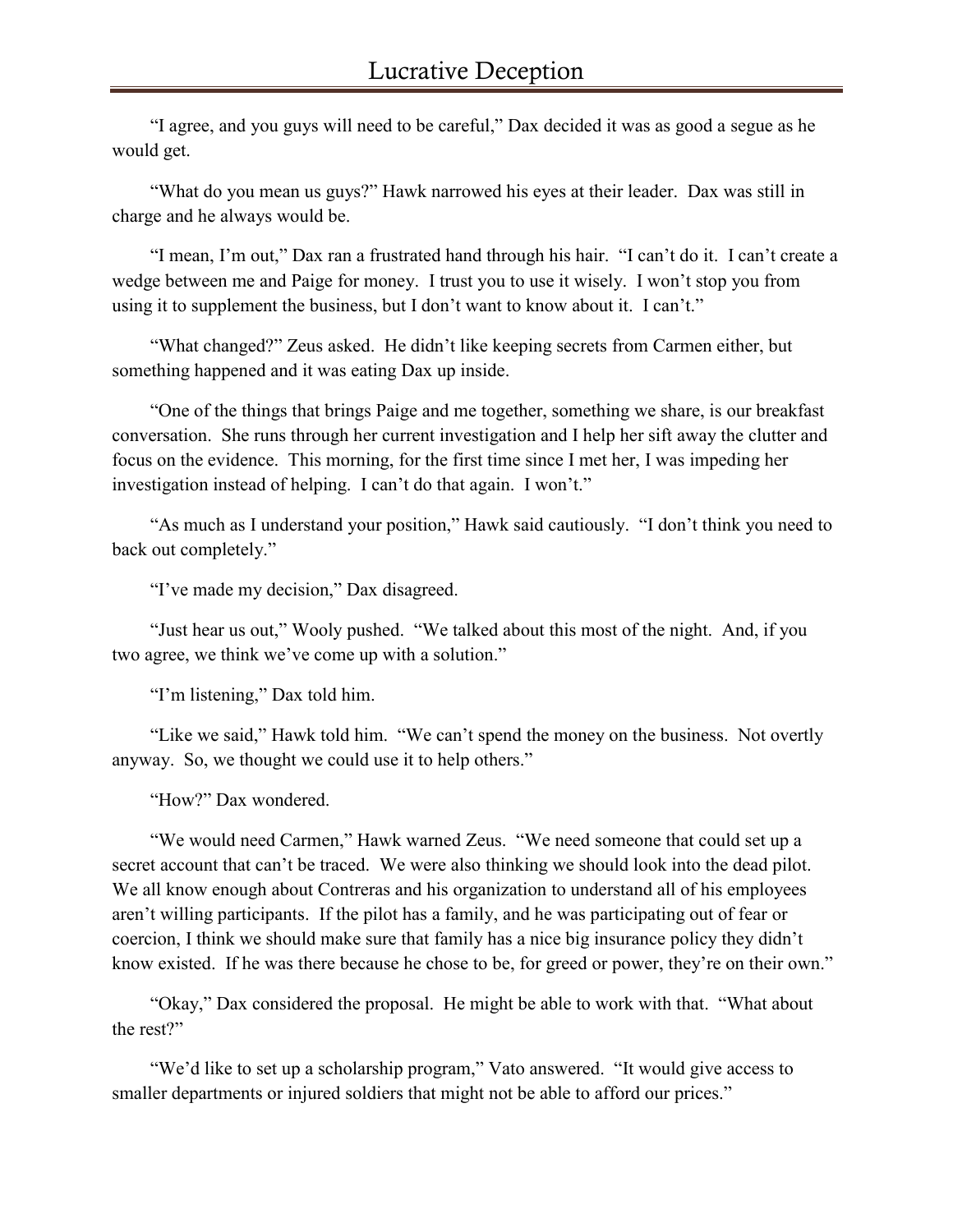"I agree, and you guys will need to be careful," Dax decided it was as good a segue as he would get.

"What do you mean us guys?" Hawk narrowed his eyes at their leader. Dax was still in charge and he always would be.

"I mean, I'm out," Dax ran a frustrated hand through his hair. "I can't do it. I can't create a wedge between me and Paige for money. I trust you to use it wisely. I won't stop you from using it to supplement the business, but I don't want to know about it. I can't."

"What changed?" Zeus asked. He didn't like keeping secrets from Carmen either, but something happened and it was eating Dax up inside.

"One of the things that brings Paige and me together, something we share, is our breakfast conversation. She runs through her current investigation and I help her sift away the clutter and focus on the evidence. This morning, for the first time since I met her, I was impeding her investigation instead of helping. I can't do that again. I won't."

"As much as I understand your position," Hawk said cautiously. "I don't think you need to back out completely."

"I've made my decision," Dax disagreed.

"Just hear us out," Wooly pushed. "We talked about this most of the night. And, if you two agree, we think we've come up with a solution."

"I'm listening," Dax told him.

"Like we said," Hawk told him. "We can't spend the money on the business. Not overtly anyway. So, we thought we could use it to help others."

"How?" Dax wondered.

"We would need Carmen," Hawk warned Zeus. "We need someone that could set up a secret account that can't be traced. We were also thinking we should look into the dead pilot. We all know enough about Contreras and his organization to understand all of his employees aren't willing participants. If the pilot has a family, and he was participating out of fear or coercion, I think we should make sure that family has a nice big insurance policy they didn't know existed. If he was there because he chose to be, for greed or power, they're on their own."

"Okay," Dax considered the proposal. He might be able to work with that. "What about the rest?"

"We'd like to set up a scholarship program," Vato answered. "It would give access to smaller departments or injured soldiers that might not be able to afford our prices."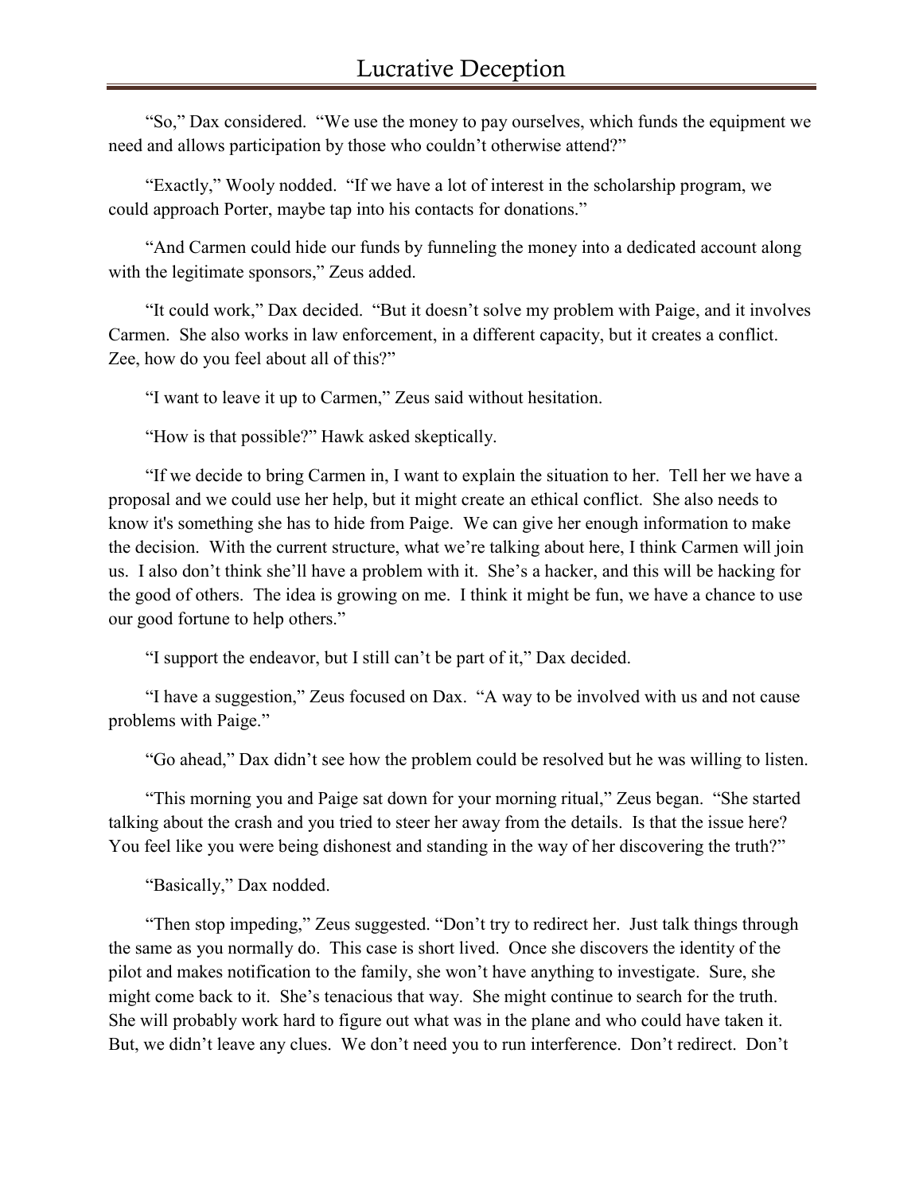"So," Dax considered. "We use the money to pay ourselves, which funds the equipment we need and allows participation by those who couldn't otherwise attend?"

"Exactly," Wooly nodded. "If we have a lot of interest in the scholarship program, we could approach Porter, maybe tap into his contacts for donations."

"And Carmen could hide our funds by funneling the money into a dedicated account along with the legitimate sponsors," Zeus added.

"It could work," Dax decided. "But it doesn't solve my problem with Paige, and it involves Carmen. She also works in law enforcement, in a different capacity, but it creates a conflict. Zee, how do you feel about all of this?"

"I want to leave it up to Carmen," Zeus said without hesitation.

"How is that possible?" Hawk asked skeptically.

"If we decide to bring Carmen in, I want to explain the situation to her. Tell her we have a proposal and we could use her help, but it might create an ethical conflict. She also needs to know it's something she has to hide from Paige. We can give her enough information to make the decision. With the current structure, what we're talking about here, I think Carmen will join us. I also don't think she'll have a problem with it. She's a hacker, and this will be hacking for the good of others. The idea is growing on me. I think it might be fun, we have a chance to use our good fortune to help others."

"I support the endeavor, but I still can't be part of it," Dax decided.

"I have a suggestion," Zeus focused on Dax. "A way to be involved with us and not cause problems with Paige."

"Go ahead," Dax didn't see how the problem could be resolved but he was willing to listen.

"This morning you and Paige sat down for your morning ritual," Zeus began. "She started talking about the crash and you tried to steer her away from the details. Is that the issue here? You feel like you were being dishonest and standing in the way of her discovering the truth?"

"Basically," Dax nodded.

"Then stop impeding," Zeus suggested. "Don't try to redirect her. Just talk things through the same as you normally do. This case is short lived. Once she discovers the identity of the pilot and makes notification to the family, she won't have anything to investigate. Sure, she might come back to it. She's tenacious that way. She might continue to search for the truth. She will probably work hard to figure out what was in the plane and who could have taken it. But, we didn't leave any clues. We don't need you to run interference. Don't redirect. Don't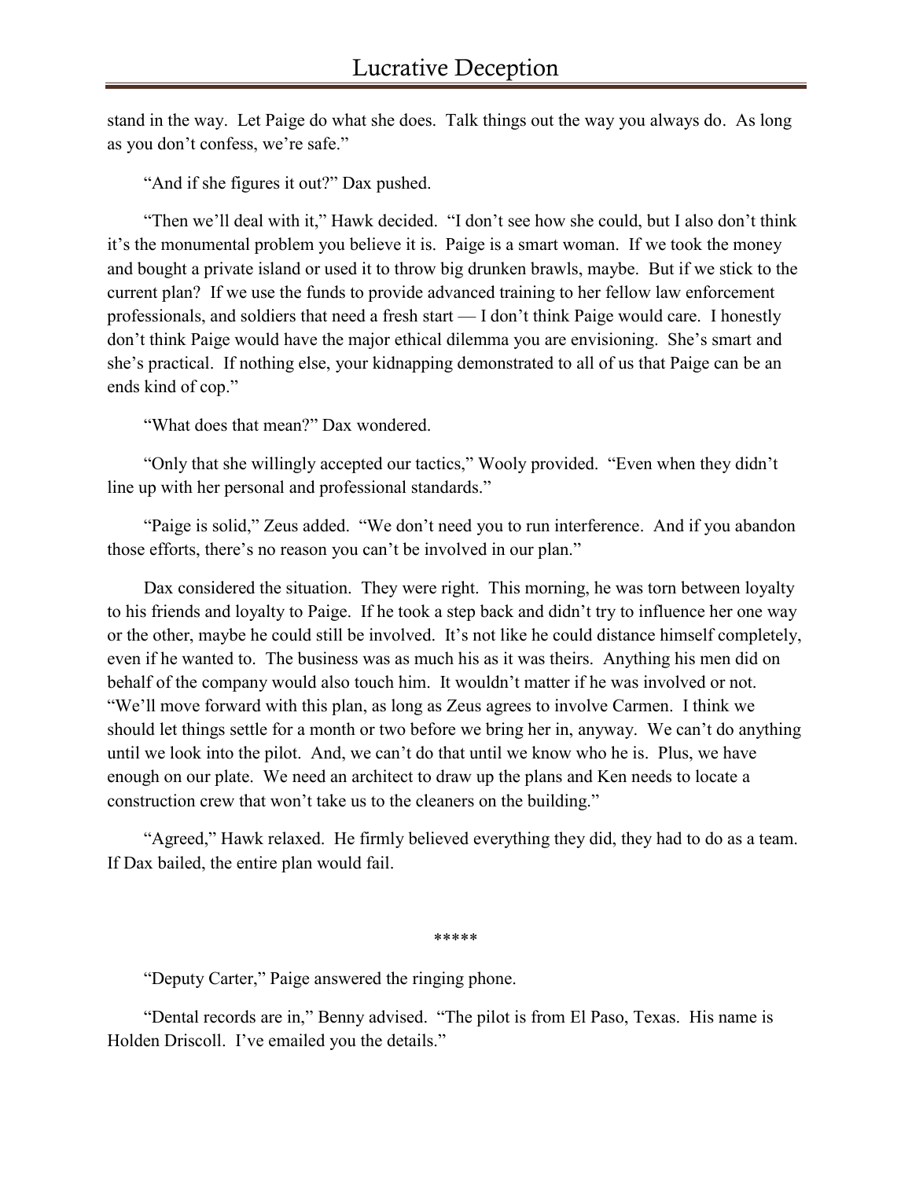stand in the way. Let Paige do what she does. Talk things out the way you always do. As long as you don't confess, we're safe."

"And if she figures it out?" Dax pushed.

"Then we'll deal with it," Hawk decided. "I don't see how she could, but I also don't think it's the monumental problem you believe it is. Paige is a smart woman. If we took the money and bought a private island or used it to throw big drunken brawls, maybe. But if we stick to the current plan? If we use the funds to provide advanced training to her fellow law enforcement professionals, and soldiers that need a fresh start — I don't think Paige would care. I honestly don't think Paige would have the major ethical dilemma you are envisioning. She's smart and she's practical. If nothing else, your kidnapping demonstrated to all of us that Paige can be an ends kind of cop."

"What does that mean?" Dax wondered.

"Only that she willingly accepted our tactics," Wooly provided. "Even when they didn't line up with her personal and professional standards."

"Paige is solid," Zeus added. "We don't need you to run interference. And if you abandon those efforts, there's no reason you can't be involved in our plan."

Dax considered the situation. They were right. This morning, he was torn between loyalty to his friends and loyalty to Paige. If he took a step back and didn't try to influence her one way or the other, maybe he could still be involved. It's not like he could distance himself completely, even if he wanted to. The business was as much his as it was theirs. Anything his men did on behalf of the company would also touch him. It wouldn't matter if he was involved or not. "We'll move forward with this plan, as long as Zeus agrees to involve Carmen. I think we should let things settle for a month or two before we bring her in, anyway. We can't do anything until we look into the pilot. And, we can't do that until we know who he is. Plus, we have enough on our plate. We need an architect to draw up the plans and Ken needs to locate a construction crew that won't take us to the cleaners on the building."

"Agreed," Hawk relaxed. He firmly believed everything they did, they had to do as a team. If Dax bailed, the entire plan would fail.

*****

"Deputy Carter," Paige answered the ringing phone.

"Dental records are in," Benny advised. "The pilot is from El Paso, Texas. His name is Holden Driscoll. I've emailed you the details."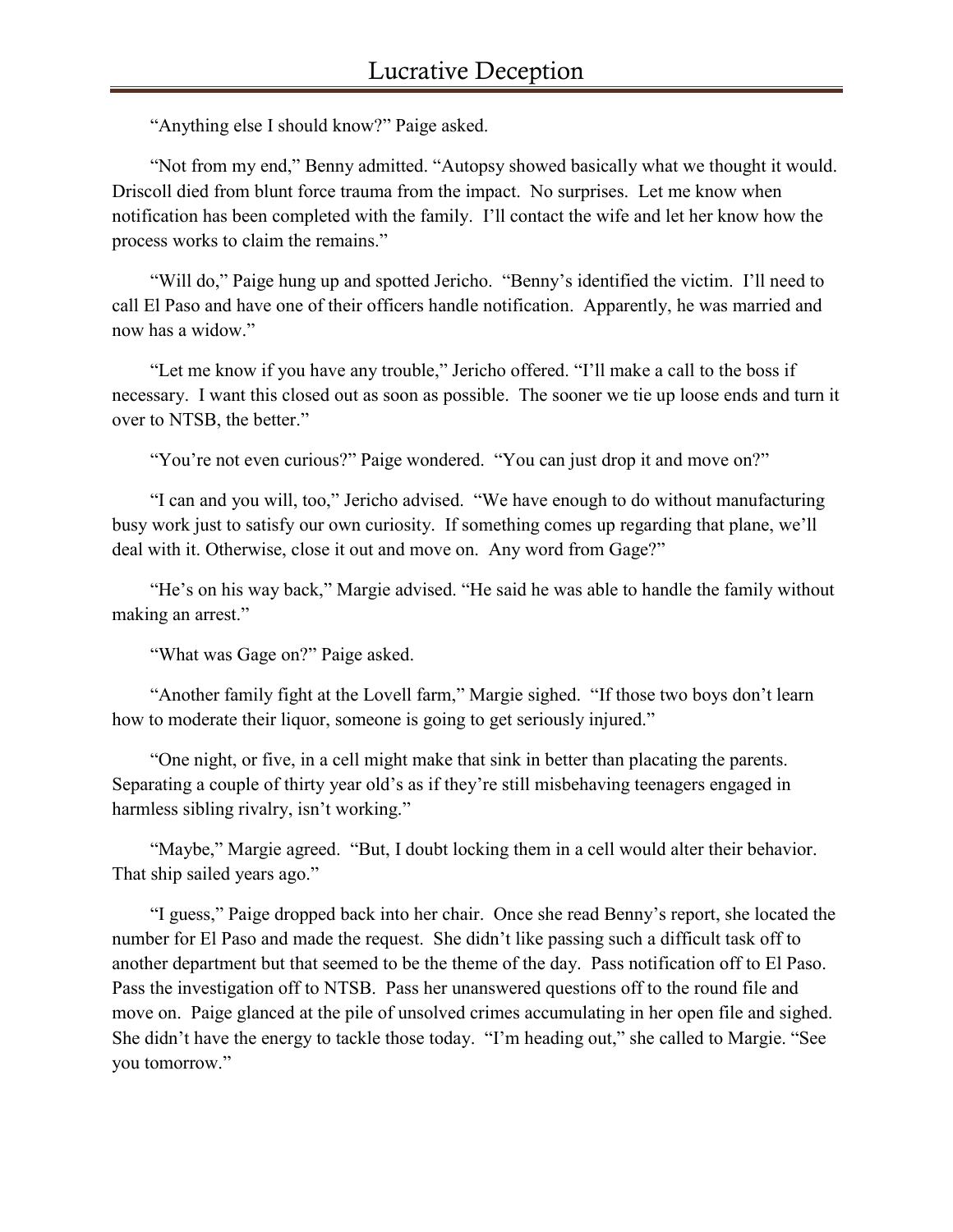"Anything else I should know?" Paige asked.

"Not from my end," Benny admitted. "Autopsy showed basically what we thought it would. Driscoll died from blunt force trauma from the impact. No surprises. Let me know when notification has been completed with the family. I'll contact the wife and let her know how the process works to claim the remains."

"Will do," Paige hung up and spotted Jericho. "Benny's identified the victim. I'll need to call El Paso and have one of their officers handle notification. Apparently, he was married and now has a widow."

"Let me know if you have any trouble," Jericho offered. "I'll make a call to the boss if necessary. I want this closed out as soon as possible. The sooner we tie up loose ends and turn it over to NTSB, the better."

"You're not even curious?" Paige wondered. "You can just drop it and move on?"

"I can and you will, too," Jericho advised. "We have enough to do without manufacturing busy work just to satisfy our own curiosity. If something comes up regarding that plane, we'll deal with it. Otherwise, close it out and move on. Any word from Gage?"

"He's on his way back," Margie advised. "He said he was able to handle the family without making an arrest."

"What was Gage on?" Paige asked.

"Another family fight at the Lovell farm," Margie sighed. "If those two boys don't learn how to moderate their liquor, someone is going to get seriously injured."

"One night, or five, in a cell might make that sink in better than placating the parents. Separating a couple of thirty year old's as if they're still misbehaving teenagers engaged in harmless sibling rivalry, isn't working."

"Maybe," Margie agreed. "But, I doubt locking them in a cell would alter their behavior. That ship sailed years ago."

"I guess," Paige dropped back into her chair. Once she read Benny's report, she located the number for El Paso and made the request. She didn't like passing such a difficult task off to another department but that seemed to be the theme of the day. Pass notification off to El Paso. Pass the investigation off to NTSB. Pass her unanswered questions off to the round file and move on. Paige glanced at the pile of unsolved crimes accumulating in her open file and sighed. She didn't have the energy to tackle those today. "I'm heading out," she called to Margie. "See you tomorrow."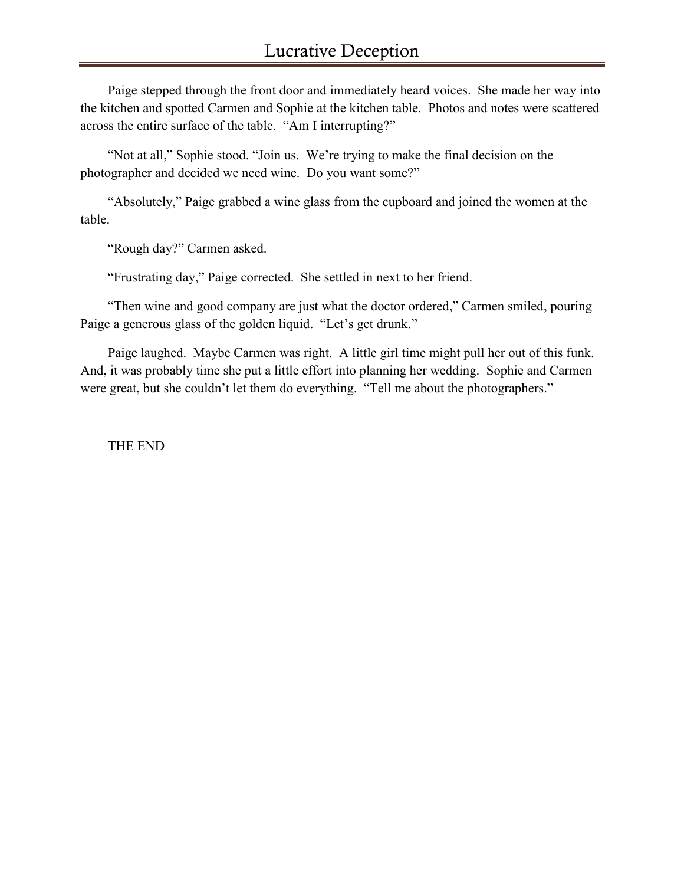Paige stepped through the front door and immediately heard voices. She made her way into the kitchen and spotted Carmen and Sophie at the kitchen table. Photos and notes were scattered across the entire surface of the table. "Am I interrupting?"

"Not at all," Sophie stood. "Join us. We're trying to make the final decision on the photographer and decided we need wine. Do you want some?"

"Absolutely," Paige grabbed a wine glass from the cupboard and joined the women at the table.

"Rough day?" Carmen asked.

"Frustrating day," Paige corrected. She settled in next to her friend.

"Then wine and good company are just what the doctor ordered," Carmen smiled, pouring Paige a generous glass of the golden liquid. "Let's get drunk."

Paige laughed. Maybe Carmen was right. A little girl time might pull her out of this funk. And, it was probably time she put a little effort into planning her wedding. Sophie and Carmen were great, but she couldn't let them do everything. "Tell me about the photographers."

THE END